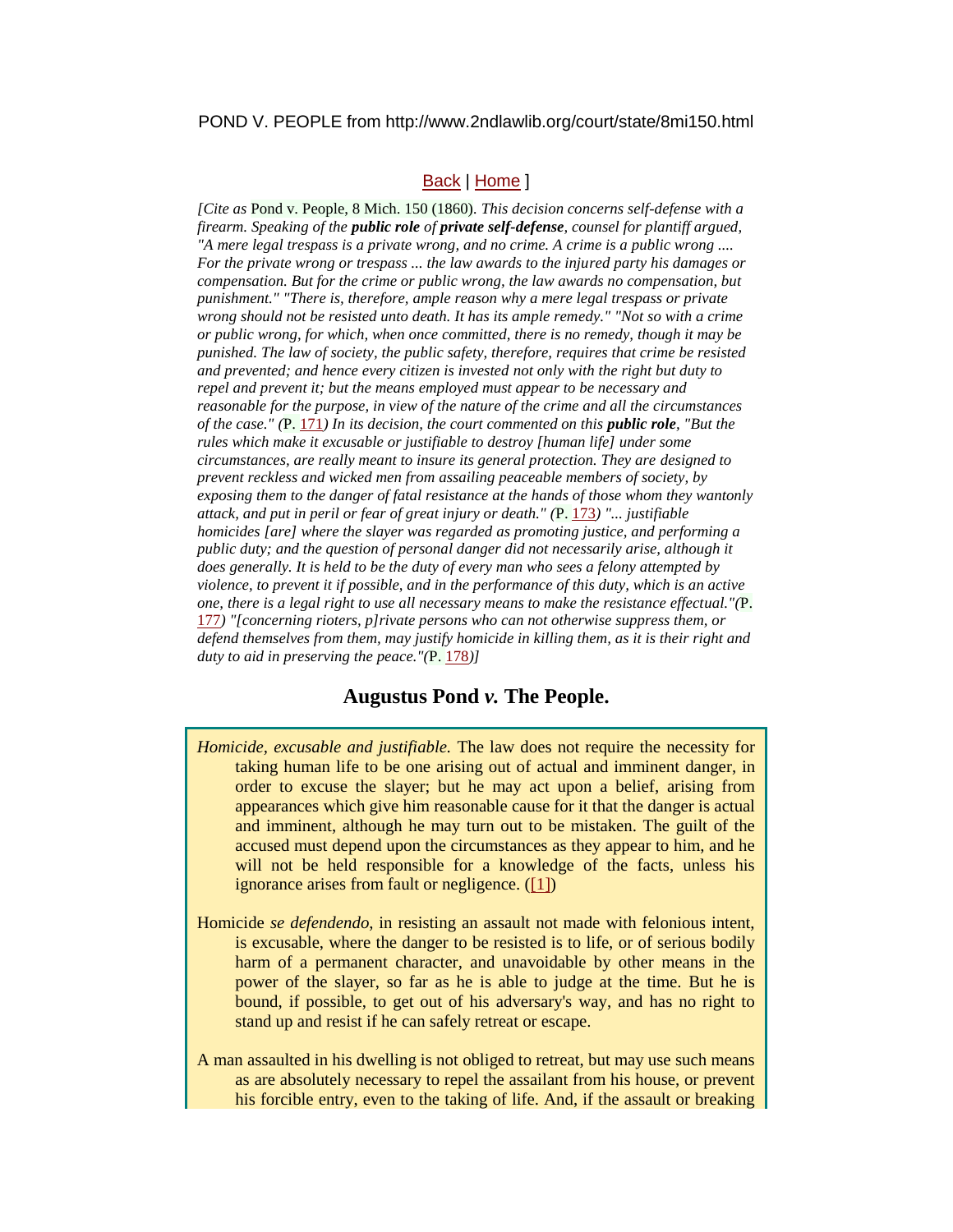POND V. PEOPLE from http://www.2ndlawlib.org/court/state/8mi150.html

Back | Home ]

*[Cite as* Pond v. People, 8 Mich. 150 (1860)*. This decision concerns self-defense with a firearm. Speaking of the **public role** of **private self-defense**, counsel for plantiff argued, "A mere legal trespass is a private wrong, and no crime. A crime is a public wrong .... For the private wrong or trespass ... the law awards to the injured party his damages or compensation. But for the crime or public wrong, the law awards no compensation, but punishment." "There is, therefore, ample reason why a mere legal trespass or private wrong should not be resisted unto death. It has its ample remedy." "Not so with a crime or public wrong, for which, when once committed, there is no remedy, though it may be punished. The law of society, the public safety, therefore, requires that crime be resisted and prevented; and hence every citizen is invested not only with the right but duty to repel and prevent it; but the means employed must appear to be necessary and reasonable for the purpose, in view of the nature of the crime and all the circumstances of the case." (*P. 171*) In its decision, the court commented on this **public role**, "But the rules which make it excusable or justifiable to destroy [human life] under some circumstances, are really meant to insure its general protection. They are designed to prevent reckless and wicked men from assailing peaceable members of society, by exposing them to the danger of fatal resistance at the hands of those whom they wantonly attack, and put in peril or fear of great injury or death." (*P. 173*) "... justifiable homicides [are] where the slayer was regarded as promoting justice, and performing a public duty; and the question of personal danger did not necessarily arise, although it does generally. It is held to be the duty of every man who sees a felony attempted by violence, to prevent it if possible, and in the performance of this duty, which is an active one, there is a legal right to use all necessary means to make the resistance effectual."(*P. 177*) "[concerning rioters, p]rivate persons who can not otherwise suppress them, or defend themselves from them, may justify homicide in killing them, as it is their right and duty to aid in preserving the peace."(*P. 178*)]*

## Augustus Pond *v.* The People.

*Homicide, excusable and justifiable.* The law does not require the necessity for taking human life to be one arising out of actual and imminent danger, in order to excuse the slayer; but he may act upon a belief, arising from appearances which give him reasonable cause for it that the danger is actual and imminent, although he may turn out to be mistaken. The guilt of the accused must depend upon the circumstances as they appear to him, and he will not be held responsible for a knowledge of the facts, unless his ignorance arises from fault or negligence. ([1])

Homicide *se defendendo,* in resisting an assault not made with felonious intent, is excusable, where the danger to be resisted is to life, or of serious bodily harm of a permanent character, and unavoidable by other means in the power of the slayer, so far as he is able to judge at the time. But he is bound, if possible, to get out of his adversary's way, and has no right to stand up and resist if he can safely retreat or escape.

A man assaulted in his dwelling is not obliged to retreat, but may use such means as are absolutely necessary to repel the assailant from his house, or prevent his forcible entry, even to the taking of life. And, if the assault or breaking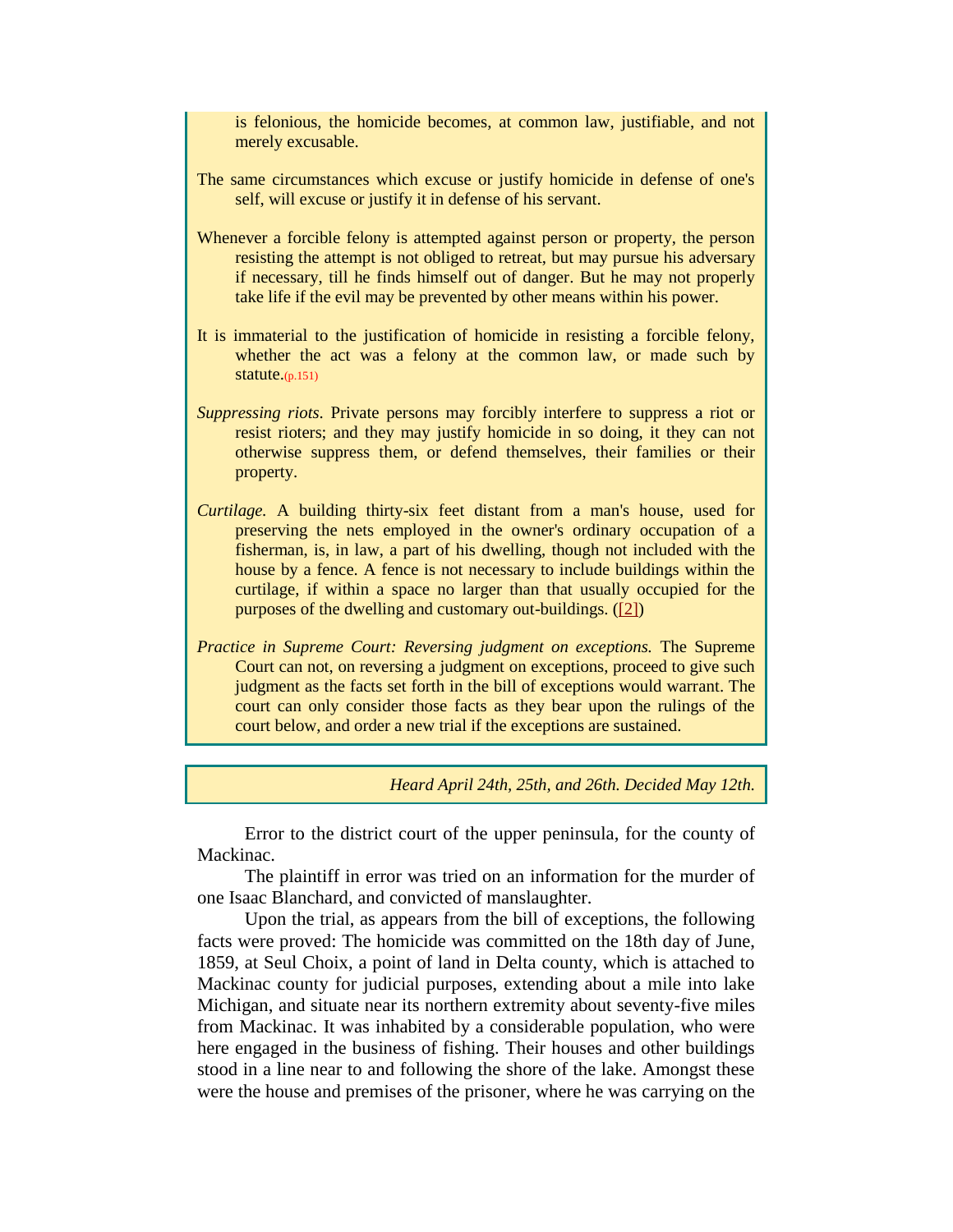is felonious, the homicide becomes, at common law, justifiable, and not merely excusable.

The same circumstances which excuse or justify homicide in defense of one's self, will excuse or justify it in defense of his servant.

Whenever a forcible felony is attempted against person or property, the person resisting the attempt is not obliged to retreat, but may pursue his adversary if necessary, till he finds himself out of danger. But he may not properly take life if the evil may be prevented by other means within his power.

It is immaterial to the justification of homicide in resisting a forcible felony, whether the act was a felony at the common law, or made such by statute.(p.151)

*Suppressing riots.* Private persons may forcibly interfere to suppress a riot or resist rioters; and they may justify homicide in so doing, it they can not otherwise suppress them, or defend themselves, their families or their property.

*Curtilage.* A building thirty-six feet distant from a man's house, used for preserving the nets employed in the owner's ordinary occupation of a fisherman, is, in law, a part of his dwelling, though not included with the house by a fence. A fence is not necessary to include buildings within the curtilage, if within a space no larger than that usually occupied for the purposes of the dwelling and customary out-buildings. ([2])

*Practice in Supreme Court: Reversing judgment on exceptions.* The Supreme Court can not, on reversing a judgment on exceptions, proceed to give such judgment as the facts set forth in the bill of exceptions would warrant. The court can only consider those facts as they bear upon the rulings of the court below, and order a new trial if the exceptions are sustained.

*Heard April 24th, 25th, and 26th. Decided May 12th.*

Error to the district court of the upper peninsula, for the county of Mackinac.

The plaintiff in error was tried on an information for the murder of one Isaac Blanchard, and convicted of manslaughter.

Upon the trial, as appears from the bill of exceptions, the following facts were proved: The homicide was committed on the 18th day of June, 1859, at Seul Choix, a point of land in Delta county, which is attached to Mackinac county for judicial purposes, extending about a mile into lake Michigan, and situate near its northern extremity about seventy-five miles from Mackinac. It was inhabited by a considerable population, who were here engaged in the business of fishing. Their houses and other buildings stood in a line near to and following the shore of the lake. Amongst these were the house and premises of the prisoner, where he was carrying on the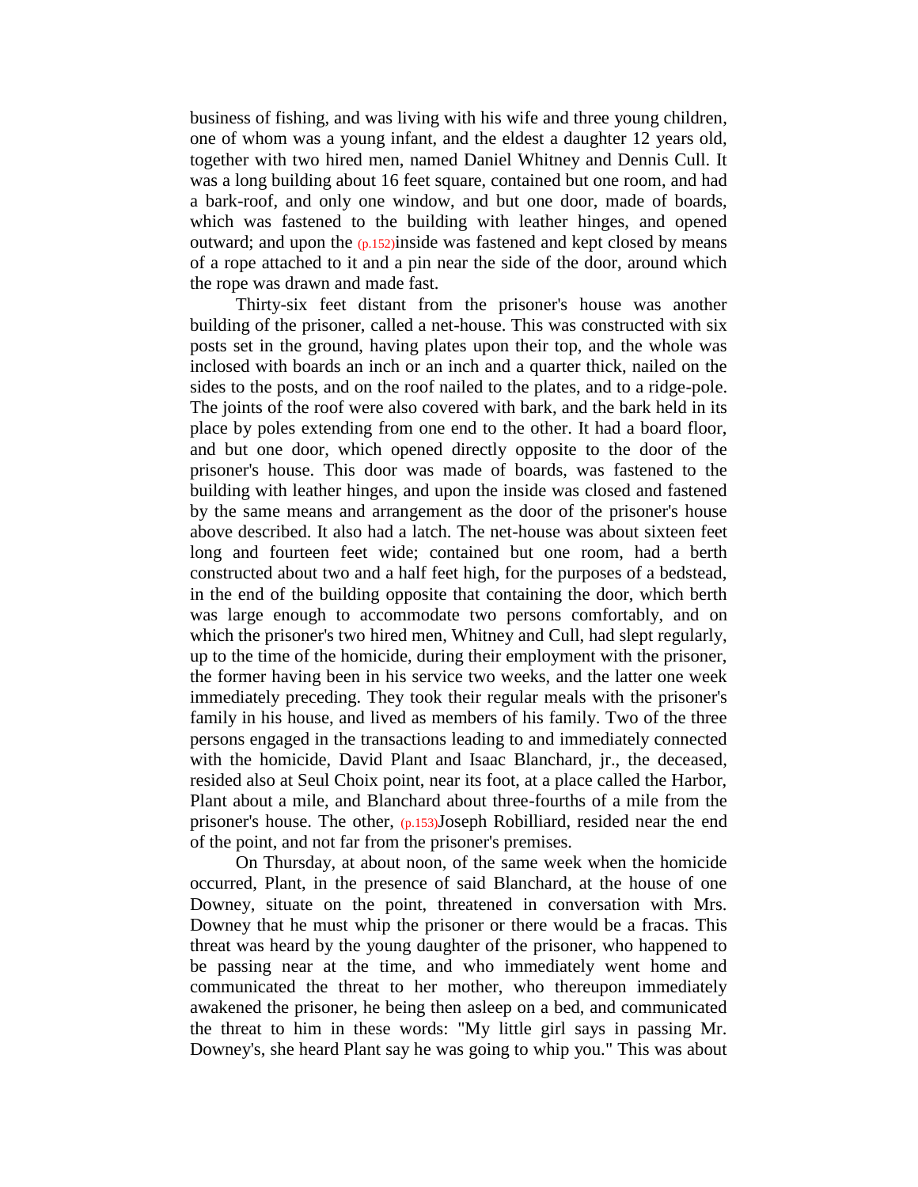business of fishing, and was living with his wife and three young children, one of whom was a young infant, and the eldest a daughter 12 years old, together with two hired men, named Daniel Whitney and Dennis Cull. It was a long building about 16 feet square, contained but one room, and had a bark-roof, and only one window, and but one door, made of boards, which was fastened to the building with leather hinges, and opened outward; and upon the (p.152)inside was fastened and kept closed by means of a rope attached to it and a pin near the side of the door, around which the rope was drawn and made fast.

Thirty-six feet distant from the prisoner's house was another building of the prisoner, called a net-house. This was constructed with six posts set in the ground, having plates upon their top, and the whole was inclosed with boards an inch or an inch and a quarter thick, nailed on the sides to the posts, and on the roof nailed to the plates, and to a ridge-pole. The joints of the roof were also covered with bark, and the bark held in its place by poles extending from one end to the other. It had a board floor, and but one door, which opened directly opposite to the door of the prisoner's house. This door was made of boards, was fastened to the building with leather hinges, and upon the inside was closed and fastened by the same means and arrangement as the door of the prisoner's house above described. It also had a latch. The net-house was about sixteen feet long and fourteen feet wide; contained but one room, had a berth constructed about two and a half feet high, for the purposes of a bedstead, in the end of the building opposite that containing the door, which berth was large enough to accommodate two persons comfortably, and on which the prisoner's two hired men, Whitney and Cull, had slept regularly, up to the time of the homicide, during their employment with the prisoner, the former having been in his service two weeks, and the latter one week immediately preceding. They took their regular meals with the prisoner's family in his house, and lived as members of his family. Two of the three persons engaged in the transactions leading to and immediately connected with the homicide, David Plant and Isaac Blanchard, jr., the deceased, resided also at Seul Choix point, near its foot, at a place called the Harbor, Plant about a mile, and Blanchard about three-fourths of a mile from the prisoner's house. The other, (p.153)Joseph Robilliard, resided near the end of the point, and not far from the prisoner's premises.

On Thursday, at about noon, of the same week when the homicide occurred, Plant, in the presence of said Blanchard, at the house of one Downey, situate on the point, threatened in conversation with Mrs. Downey that he must whip the prisoner or there would be a fracas. This threat was heard by the young daughter of the prisoner, who happened to be passing near at the time, and who immediately went home and communicated the threat to her mother, who thereupon immediately awakened the prisoner, he being then asleep on a bed, and communicated the threat to him in these words: "My little girl says in passing Mr. Downey's, she heard Plant say he was going to whip you." This was about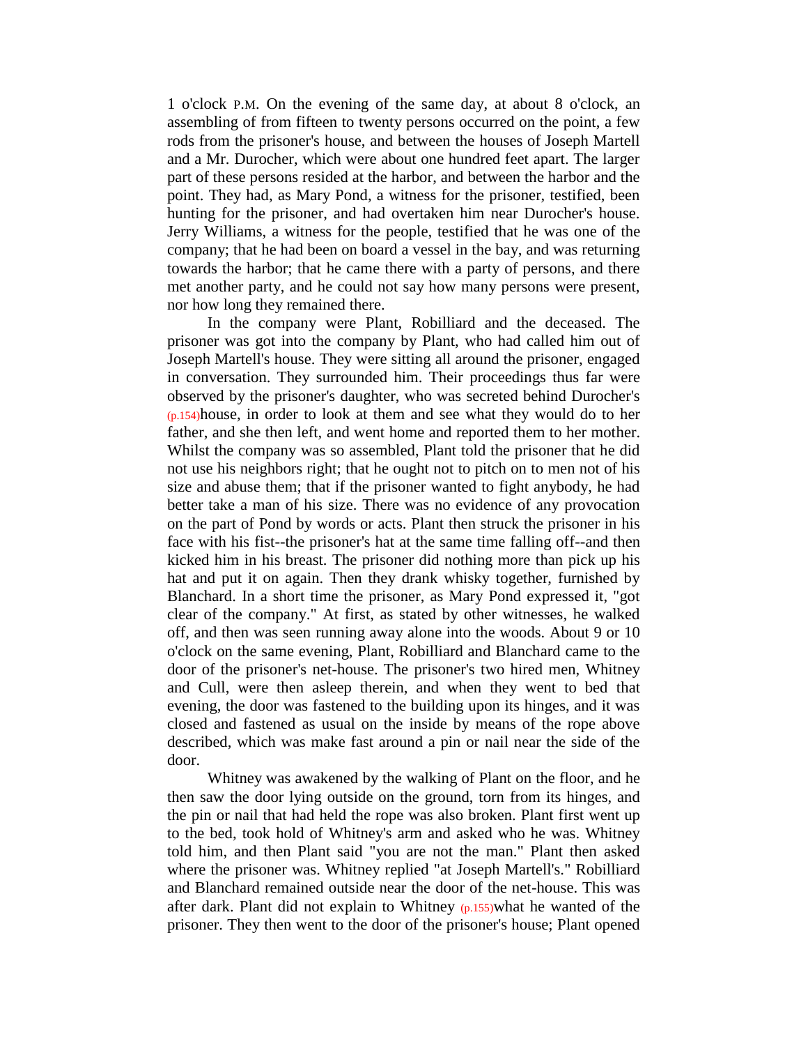1 o'clock P.M. On the evening of the same day, at about 8 o'clock, an assembling of from fifteen to twenty persons occurred on the point, a few rods from the prisoner's house, and between the houses of Joseph Martell and a Mr. Durocher, which were about one hundred feet apart. The larger part of these persons resided at the harbor, and between the harbor and the point. They had, as Mary Pond, a witness for the prisoner, testified, been hunting for the prisoner, and had overtaken him near Durocher's house. Jerry Williams, a witness for the people, testified that he was one of the company; that he had been on board a vessel in the bay, and was returning towards the harbor; that he came there with a party of persons, and there met another party, and he could not say how many persons were present, nor how long they remained there.

In the company were Plant, Robilliard and the deceased. The prisoner was got into the company by Plant, who had called him out of Joseph Martell's house. They were sitting all around the prisoner, engaged in conversation. They surrounded him. Their proceedings thus far were observed by the prisoner's daughter, who was secreted behind Durocher's (p.154)house, in order to look at them and see what they would do to her father, and she then left, and went home and reported them to her mother. Whilst the company was so assembled, Plant told the prisoner that he did not use his neighbors right; that he ought not to pitch on to men not of his size and abuse them; that if the prisoner wanted to fight anybody, he had better take a man of his size. There was no evidence of any provocation on the part of Pond by words or acts. Plant then struck the prisoner in his face with his fist--the prisoner's hat at the same time falling off--and then kicked him in his breast. The prisoner did nothing more than pick up his hat and put it on again. Then they drank whisky together, furnished by Blanchard. In a short time the prisoner, as Mary Pond expressed it, "got clear of the company." At first, as stated by other witnesses, he walked off, and then was seen running away alone into the woods. About 9 or 10 o'clock on the same evening, Plant, Robilliard and Blanchard came to the door of the prisoner's net-house. The prisoner's two hired men, Whitney and Cull, were then asleep therein, and when they went to bed that evening, the door was fastened to the building upon its hinges, and it was closed and fastened as usual on the inside by means of the rope above described, which was make fast around a pin or nail near the side of the door.

Whitney was awakened by the walking of Plant on the floor, and he then saw the door lying outside on the ground, torn from its hinges, and the pin or nail that had held the rope was also broken. Plant first went up to the bed, took hold of Whitney's arm and asked who he was. Whitney told him, and then Plant said "you are not the man." Plant then asked where the prisoner was. Whitney replied "at Joseph Martell's." Robilliard and Blanchard remained outside near the door of the net-house. This was after dark. Plant did not explain to Whitney (p.155)what he wanted of the prisoner. They then went to the door of the prisoner's house; Plant opened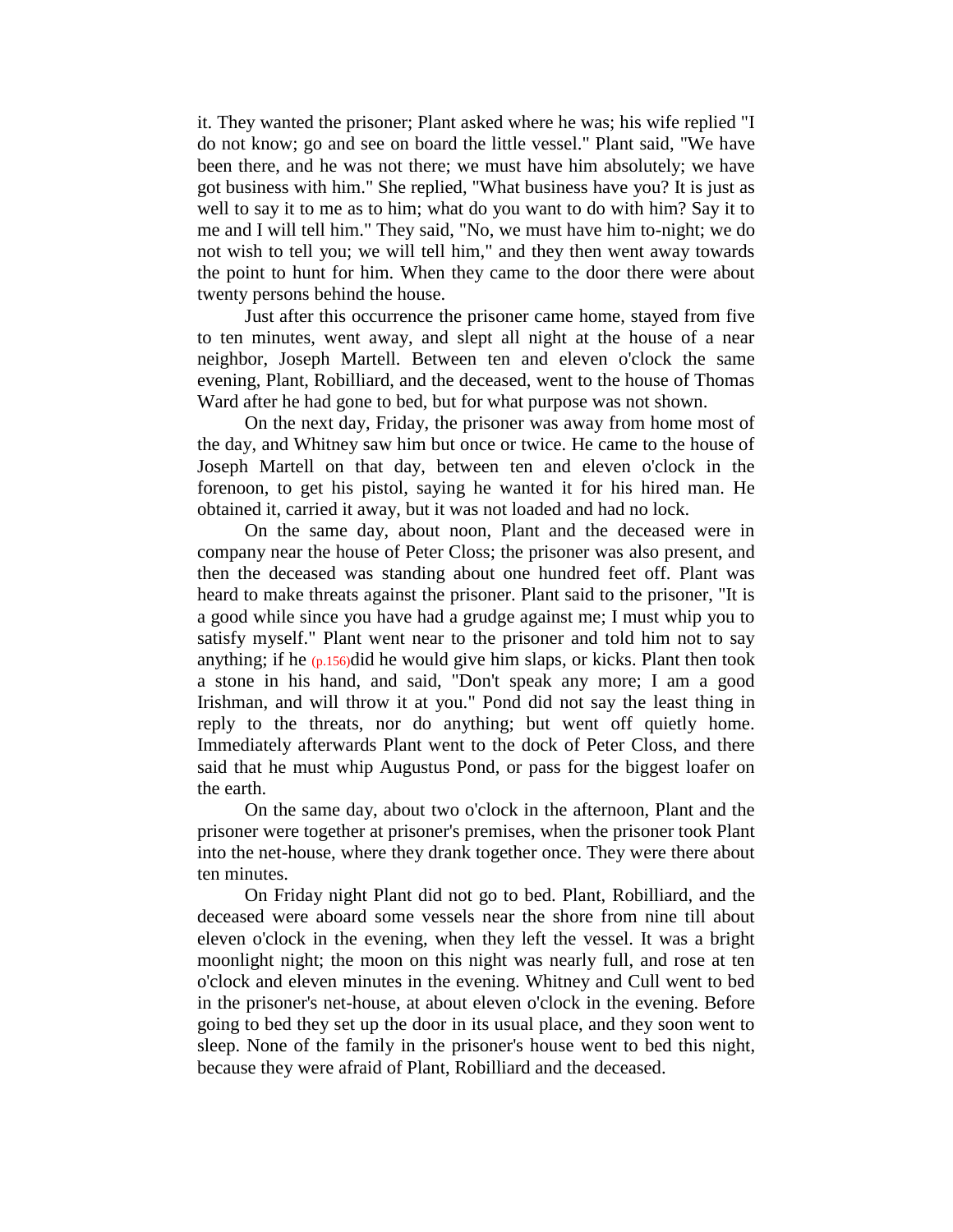it. They wanted the prisoner; Plant asked where he was; his wife replied "I do not know; go and see on board the little vessel." Plant said, "We have been there, and he was not there; we must have him absolutely; we have got business with him." She replied, "What business have you? It is just as well to say it to me as to him; what do you want to do with him? Say it to me and I will tell him." They said, "No, we must have him to-night; we do not wish to tell you; we will tell him," and they then went away towards the point to hunt for him. When they came to the door there were about twenty persons behind the house.

Just after this occurrence the prisoner came home, stayed from five to ten minutes, went away, and slept all night at the house of a near neighbor, Joseph Martell. Between ten and eleven o'clock the same evening, Plant, Robilliard, and the deceased, went to the house of Thomas Ward after he had gone to bed, but for what purpose was not shown.

On the next day, Friday, the prisoner was away from home most of the day, and Whitney saw him but once or twice. He came to the house of Joseph Martell on that day, between ten and eleven o'clock in the forenoon, to get his pistol, saying he wanted it for his hired man. He obtained it, carried it away, but it was not loaded and had no lock.

On the same day, about noon, Plant and the deceased were in company near the house of Peter Closs; the prisoner was also present, and then the deceased was standing about one hundred feet off. Plant was heard to make threats against the prisoner. Plant said to the prisoner, "It is a good while since you have had a grudge against me; I must whip you to satisfy myself." Plant went near to the prisoner and told him not to say anything; if he (p.156)did he would give him slaps, or kicks. Plant then took a stone in his hand, and said, "Don't speak any more; I am a good Irishman, and will throw it at you." Pond did not say the least thing in reply to the threats, nor do anything; but went off quietly home. Immediately afterwards Plant went to the dock of Peter Closs, and there said that he must whip Augustus Pond, or pass for the biggest loafer on the earth.

On the same day, about two o'clock in the afternoon, Plant and the prisoner were together at prisoner's premises, when the prisoner took Plant into the net-house, where they drank together once. They were there about ten minutes.

On Friday night Plant did not go to bed. Plant, Robilliard, and the deceased were aboard some vessels near the shore from nine till about eleven o'clock in the evening, when they left the vessel. It was a bright moonlight night; the moon on this night was nearly full, and rose at ten o'clock and eleven minutes in the evening. Whitney and Cull went to bed in the prisoner's net-house, at about eleven o'clock in the evening. Before going to bed they set up the door in its usual place, and they soon went to sleep. None of the family in the prisoner's house went to bed this night, because they were afraid of Plant, Robilliard and the deceased.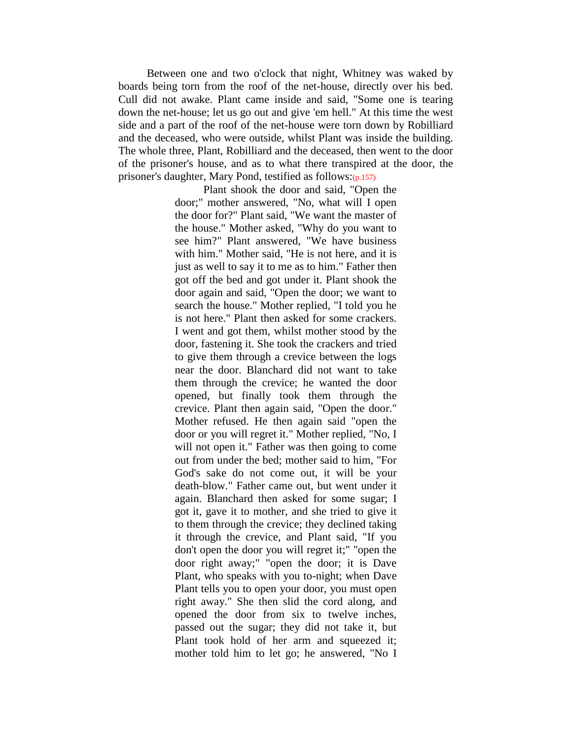Between one and two o'clock that night, Whitney was waked by boards being torn from the roof of the net-house, directly over his bed. Cull did not awake. Plant came inside and said, "Some one is tearing down the net-house; let us go out and give 'em hell." At this time the west side and a part of the roof of the net-house were torn down by Robilliard and the deceased, who were outside, whilst Plant was inside the building. The whole three, Plant, Robilliard and the deceased, then went to the door of the prisoner's house, and as to what there transpired at the door, the prisoner's daughter, Mary Pond, testified as follows:(p.157)

> Plant shook the door and said, "Open the door;" mother answered, "No, what will I open the door for?" Plant said, "We want the master of the house." Mother asked, "Why do you want to see him?" Plant answered, "We have business with him." Mother said, "He is not here, and it is just as well to say it to me as to him." Father then got off the bed and got under it. Plant shook the door again and said, "Open the door; we want to search the house." Mother replied, "I told you he is not here." Plant then asked for some crackers. I went and got them, whilst mother stood by the door, fastening it. She took the crackers and tried to give them through a crevice between the logs near the door. Blanchard did not want to take them through the crevice; he wanted the door opened, but finally took them through the crevice. Plant then again said, "Open the door." Mother refused. He then again said "open the door or you will regret it." Mother replied, "No, I will not open it." Father was then going to come out from under the bed; mother said to him, "For God's sake do not come out, it will be your death-blow." Father came out, but went under it again. Blanchard then asked for some sugar; I got it, gave it to mother, and she tried to give it to them through the crevice; they declined taking it through the crevice, and Plant said, "If you don't open the door you will regret it;" "open the door right away;" "open the door; it is Dave Plant, who speaks with you to-night; when Dave Plant tells you to open your door, you must open right away." She then slid the cord along, and opened the door from six to twelve inches, passed out the sugar; they did not take it, but Plant took hold of her arm and squeezed it; mother told him to let go; he answered, "No I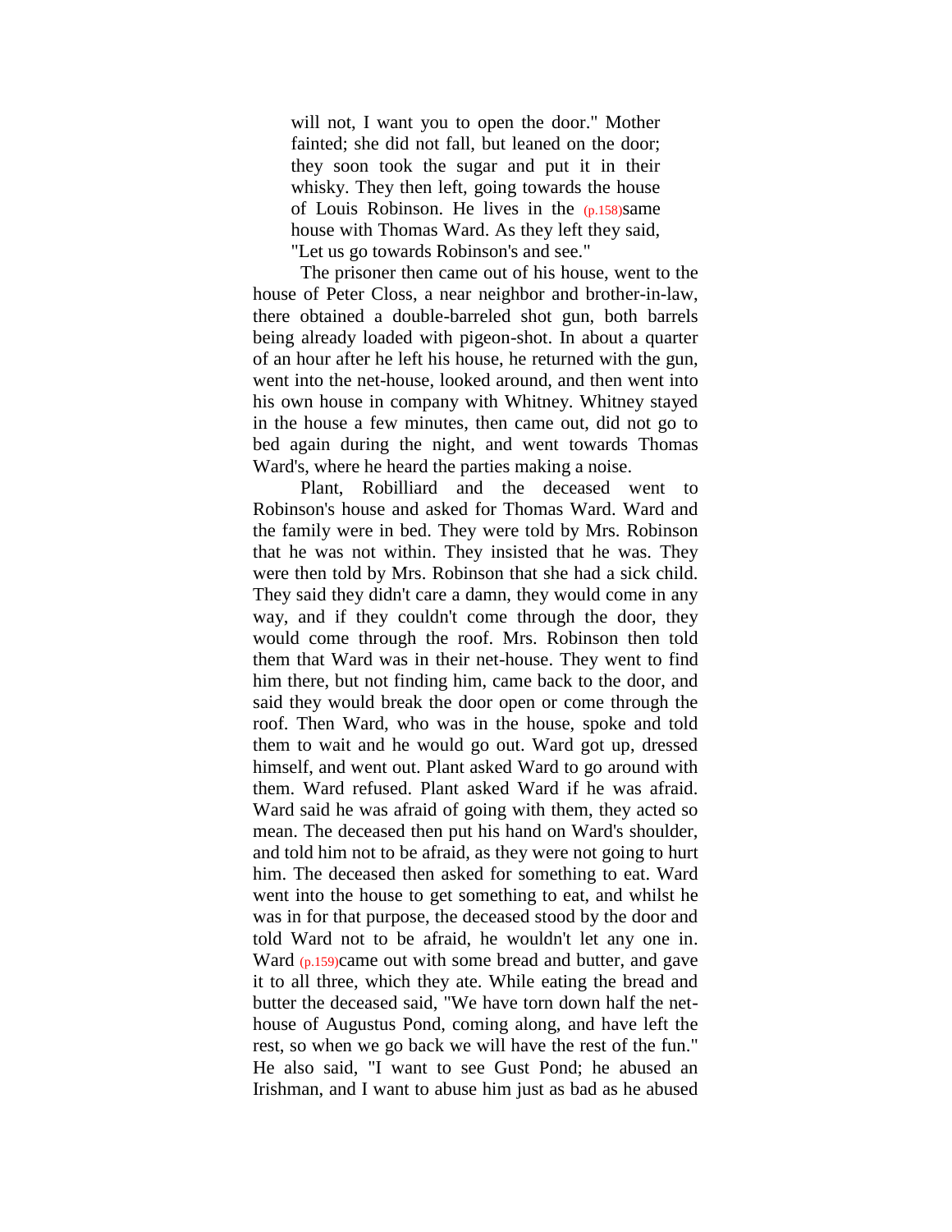> will not, I want you to open the door." Mother fainted; she did not fall, but leaned on the door; they soon took the sugar and put it in their whisky. They then left, going towards the house of Louis Robinson. He lives in the (p.158)same house with Thomas Ward. As they left they said, "Let us go towards Robinson's and see."

The prisoner then came out of his house, went to the house of Peter Closs, a near neighbor and brother-in-law, there obtained a double-barreled shot gun, both barrels being already loaded with pigeon-shot. In about a quarter of an hour after he left his house, he returned with the gun, went into the net-house, looked around, and then went into his own house in company with Whitney. Whitney stayed in the house a few minutes, then came out, did not go to bed again during the night, and went towards Thomas Ward's, where he heard the parties making a noise.

Plant, Robilliard and the deceased went to Robinson's house and asked for Thomas Ward. Ward and the family were in bed. They were told by Mrs. Robinson that he was not within. They insisted that he was. They were then told by Mrs. Robinson that she had a sick child. They said they didn't care a damn, they would come in any way, and if they couldn't come through the door, they would come through the roof. Mrs. Robinson then told them that Ward was in their net-house. They went to find him there, but not finding him, came back to the door, and said they would break the door open or come through the roof. Then Ward, who was in the house, spoke and told them to wait and he would go out. Ward got up, dressed himself, and went out. Plant asked Ward to go around with them. Ward refused. Plant asked Ward if he was afraid. Ward said he was afraid of going with them, they acted so mean. The deceased then put his hand on Ward's shoulder, and told him not to be afraid, as they were not going to hurt him. The deceased then asked for something to eat. Ward went into the house to get something to eat, and whilst he was in for that purpose, the deceased stood by the door and told Ward not to be afraid, he wouldn't let any one in. Ward (p.159)came out with some bread and butter, and gave it to all three, which they ate. While eating the bread and butter the deceased said, "We have torn down half the net-house of Augustus Pond, coming along, and have left the rest, so when we go back we will have the rest of the fun." He also said, "I want to see Gust Pond; he abused an Irishman, and I want to abuse him just as bad as he abused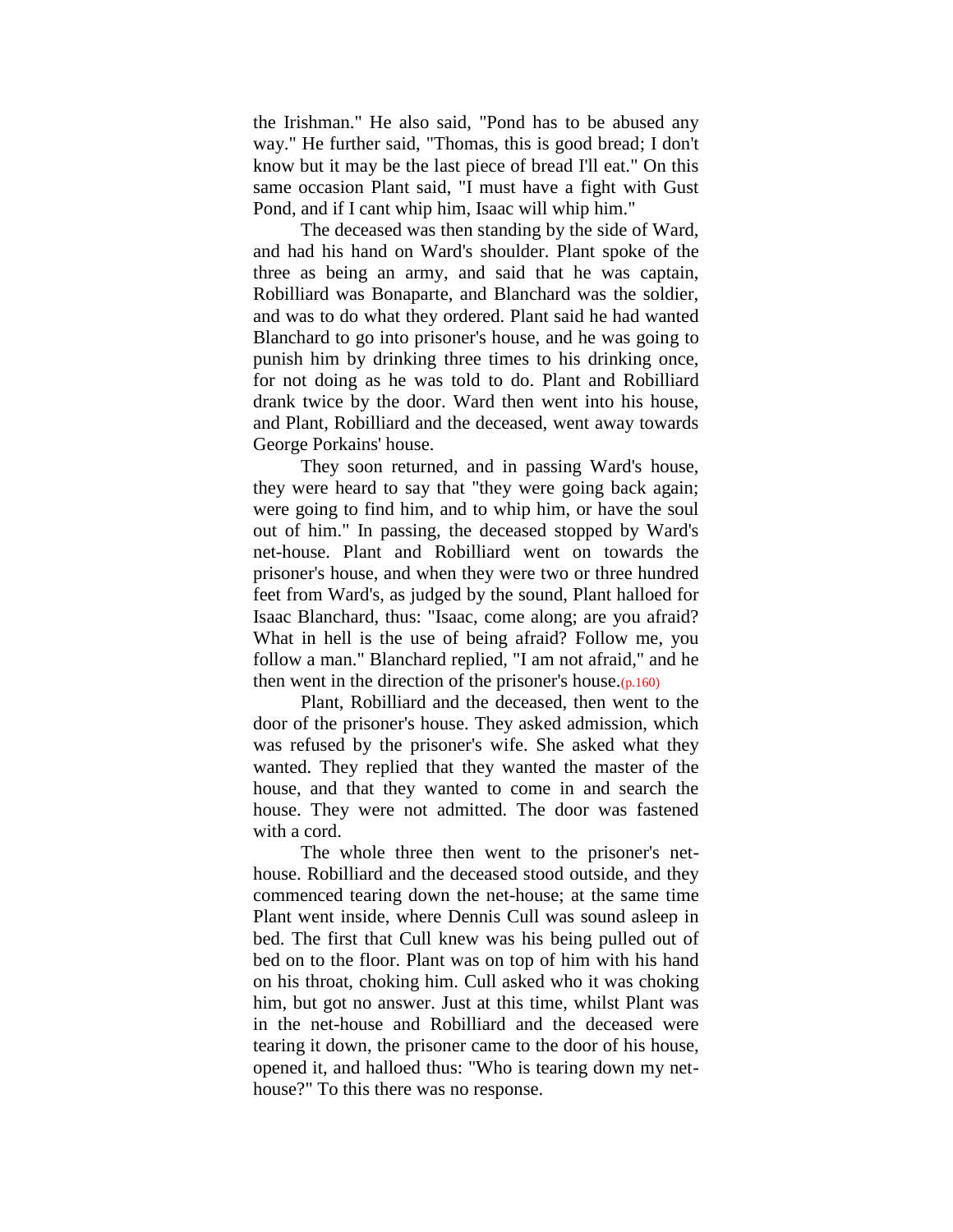the Irishman." He also said, "Pond has to be abused any way." He further said, "Thomas, this is good bread; I don't know but it may be the last piece of bread I'll eat." On this same occasion Plant said, "I must have a fight with Gust Pond, and if I cant whip him, Isaac will whip him."

The deceased was then standing by the side of Ward, and had his hand on Ward's shoulder. Plant spoke of the three as being an army, and said that he was captain, Robilliard was Bonaparte, and Blanchard was the soldier, and was to do what they ordered. Plant said he had wanted Blanchard to go into prisoner's house, and he was going to punish him by drinking three times to his drinking once, for not doing as he was told to do. Plant and Robilliard drank twice by the door. Ward then went into his house, and Plant, Robilliard and the deceased, went away towards George Porkains' house.

They soon returned, and in passing Ward's house, they were heard to say that "they were going back again; were going to find him, and to whip him, or have the soul out of him." In passing, the deceased stopped by Ward's net-house. Plant and Robilliard went on towards the prisoner's house, and when they were two or three hundred feet from Ward's, as judged by the sound, Plant halloed for Isaac Blanchard, thus: "Isaac, come along; are you afraid? What in hell is the use of being afraid? Follow me, you follow a man." Blanchard replied, "I am not afraid," and he then went in the direction of the prisoner's house.(p.160)

Plant, Robilliard and the deceased, then went to the door of the prisoner's house. They asked admission, which was refused by the prisoner's wife. She asked what they wanted. They replied that they wanted the master of the house, and that they wanted to come in and search the house. They were not admitted. The door was fastened with a cord.

The whole three then went to the prisoner's net-house. Robilliard and the deceased stood outside, and they commenced tearing down the net-house; at the same time Plant went inside, where Dennis Cull was sound asleep in bed. The first that Cull knew was his being pulled out of bed on to the floor. Plant was on top of him with his hand on his throat, choking him. Cull asked who it was choking him, but got no answer. Just at this time, whilst Plant was in the net-house and Robilliard and the deceased were tearing it down, the prisoner came to the door of his house, opened it, and halloed thus: "Who is tearing down my net-house?" To this there was no response.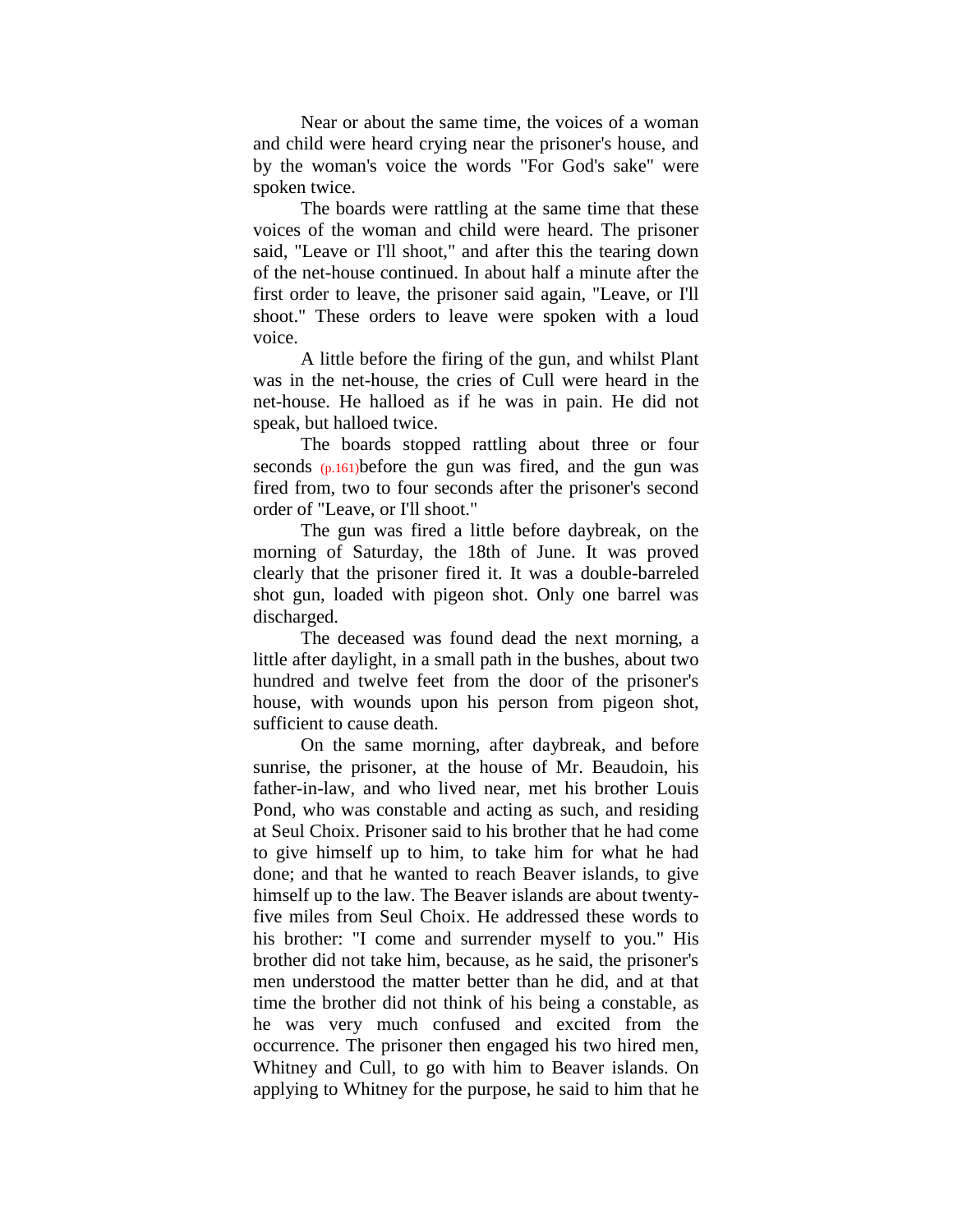Near or about the same time, the voices of a woman and child were heard crying near the prisoner's house, and by the woman's voice the words "For God's sake" were spoken twice.

The boards were rattling at the same time that these voices of the woman and child were heard. The prisoner said, "Leave or I'll shoot," and after this the tearing down of the net-house continued. In about half a minute after the first order to leave, the prisoner said again, "Leave, or I'll shoot." These orders to leave were spoken with a loud voice.

A little before the firing of the gun, and whilst Plant was in the net-house, the cries of Cull were heard in the net-house. He halloed as if he was in pain. He did not speak, but halloed twice.

The boards stopped rattling about three or four seconds (p.161)before the gun was fired, and the gun was fired from, two to four seconds after the prisoner's second order of "Leave, or I'll shoot."

The gun was fired a little before daybreak, on the morning of Saturday, the 18th of June. It was proved clearly that the prisoner fired it. It was a double-barreled shot gun, loaded with pigeon shot. Only one barrel was discharged.

The deceased was found dead the next morning, a little after daylight, in a small path in the bushes, about two hundred and twelve feet from the door of the prisoner's house, with wounds upon his person from pigeon shot, sufficient to cause death.

On the same morning, after daybreak, and before sunrise, the prisoner, at the house of Mr. Beaudoin, his father-in-law, and who lived near, met his brother Louis Pond, who was constable and acting as such, and residing at Seul Choix. Prisoner said to his brother that he had come to give himself up to him, to take him for what he had done; and that he wanted to reach Beaver islands, to give himself up to the law. The Beaver islands are about twenty-five miles from Seul Choix. He addressed these words to his brother: "I come and surrender myself to you." His brother did not take him, because, as he said, the prisoner's men understood the matter better than he did, and at that time the brother did not think of his being a constable, as he was very much confused and excited from the occurrence. The prisoner then engaged his two hired men, Whitney and Cull, to go with him to Beaver islands. On applying to Whitney for the purpose, he said to him that he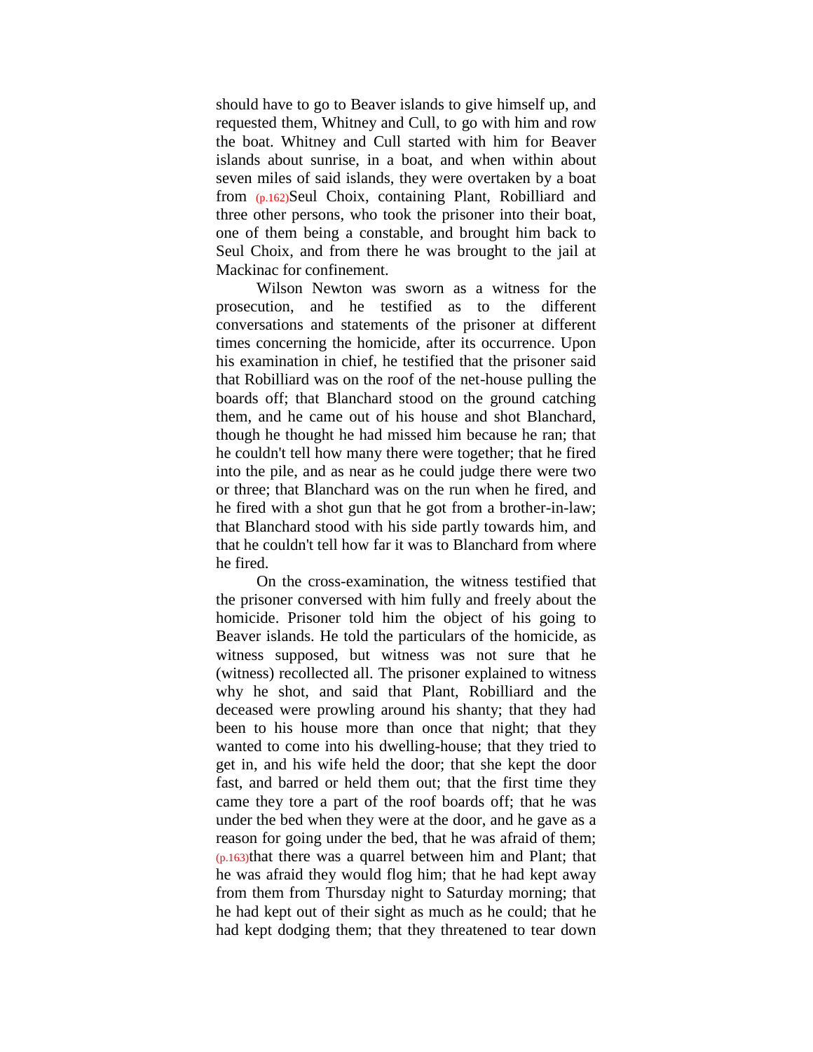should have to go to Beaver islands to give himself up, and requested them, Whitney and Cull, to go with him and row the boat. Whitney and Cull started with him for Beaver islands about sunrise, in a boat, and when within about seven miles of said islands, they were overtaken by a boat from (p.162)Seul Choix, containing Plant, Robilliard and three other persons, who took the prisoner into their boat, one of them being a constable, and brought him back to Seul Choix, and from there he was brought to the jail at Mackinac for confinement.

Wilson Newton was sworn as a witness for the prosecution, and he testified as to the different conversations and statements of the prisoner at different times concerning the homicide, after its occurrence. Upon his examination in chief, he testified that the prisoner said that Robilliard was on the roof of the net-house pulling the boards off; that Blanchard stood on the ground catching them, and he came out of his house and shot Blanchard, though he thought he had missed him because he ran; that he couldn't tell how many there were together; that he fired into the pile, and as near as he could judge there were two or three; that Blanchard was on the run when he fired, and he fired with a shot gun that he got from a brother-in-law; that Blanchard stood with his side partly towards him, and that he couldn't tell how far it was to Blanchard from where he fired.

On the cross-examination, the witness testified that the prisoner conversed with him fully and freely about the homicide. Prisoner told him the object of his going to Beaver islands. He told the particulars of the homicide, as witness supposed, but witness was not sure that he (witness) recollected all. The prisoner explained to witness why he shot, and said that Plant, Robilliard and the deceased were prowling around his shanty; that they had been to his house more than once that night; that they wanted to come into his dwelling-house; that they tried to get in, and his wife held the door; that she kept the door fast, and barred or held them out; that the first time they came they tore a part of the roof boards off; that he was under the bed when they were at the door, and he gave as a reason for going under the bed, that he was afraid of them; (p.163)that there was a quarrel between him and Plant; that he was afraid they would flog him; that he had kept away from them from Thursday night to Saturday morning; that he had kept out of their sight as much as he could; that he had kept dodging them; that they threatened to tear down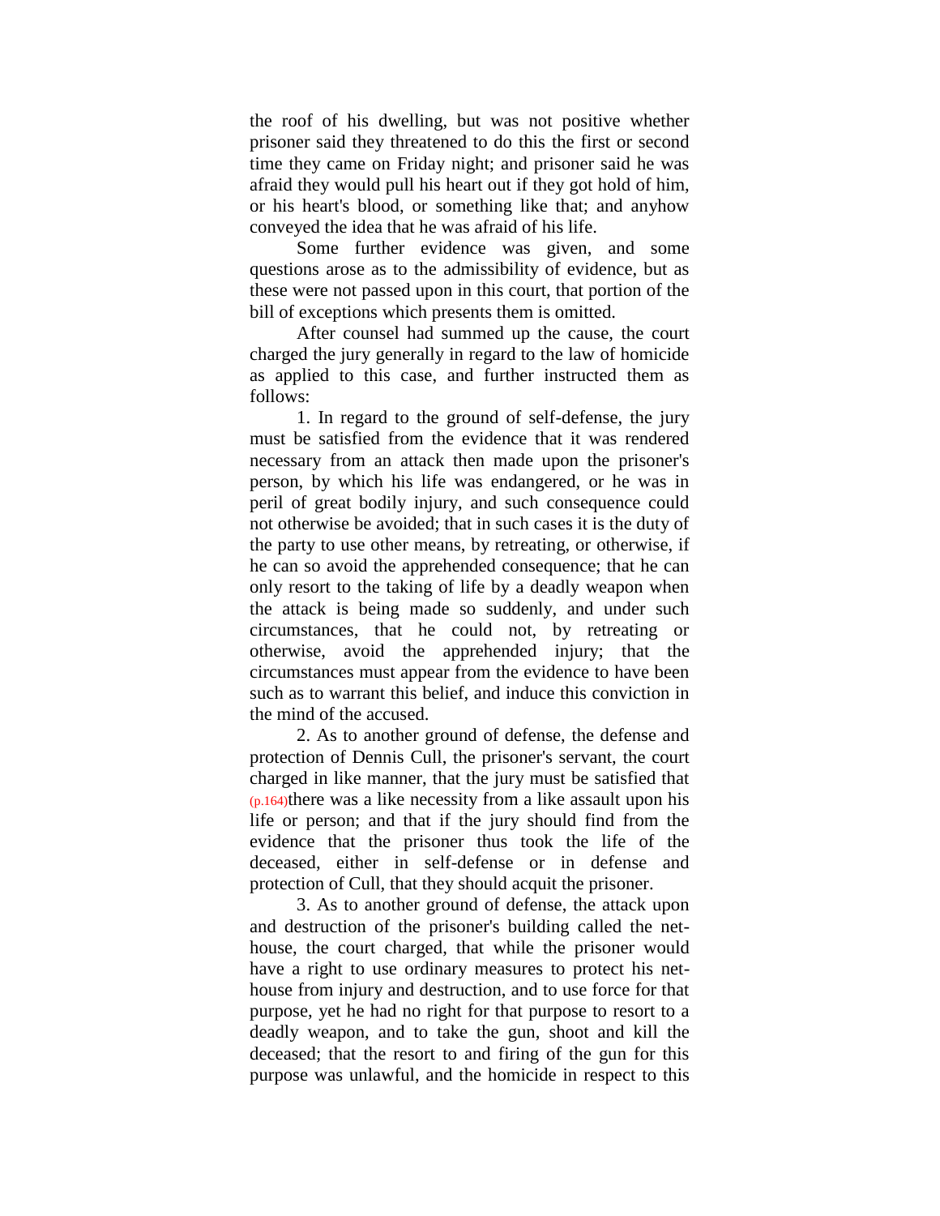the roof of his dwelling, but was not positive whether prisoner said they threatened to do this the first or second time they came on Friday night; and prisoner said he was afraid they would pull his heart out if they got hold of him, or his heart's blood, or something like that; and anyhow conveyed the idea that he was afraid of his life.

Some further evidence was given, and some questions arose as to the admissibility of evidence, but as these were not passed upon in this court, that portion of the bill of exceptions which presents them is omitted.

After counsel had summed up the cause, the court charged the jury generally in regard to the law of homicide as applied to this case, and further instructed them as follows:

1. In regard to the ground of self-defense, the jury must be satisfied from the evidence that it was rendered necessary from an attack then made upon the prisoner's person, by which his life was endangered, or he was in peril of great bodily injury, and such consequence could not otherwise be avoided; that in such cases it is the duty of the party to use other means, by retreating, or otherwise, if he can so avoid the apprehended consequence; that he can only resort to the taking of life by a deadly weapon when the attack is being made so suddenly, and under such circumstances, that he could not, by retreating or otherwise, avoid the apprehended injury; that the circumstances must appear from the evidence to have been such as to warrant this belief, and induce this conviction in the mind of the accused.

2. As to another ground of defense, the defense and protection of Dennis Cull, the prisoner's servant, the court charged in like manner, that the jury must be satisfied that (p.164)there was a like necessity from a like assault upon his life or person; and that if the jury should find from the evidence that the prisoner thus took the life of the deceased, either in self-defense or in defense and protection of Cull, that they should acquit the prisoner.

3. As to another ground of defense, the attack upon and destruction of the prisoner's building called the net-house, the court charged, that while the prisoner would have a right to use ordinary measures to protect his net-house from injury and destruction, and to use force for that purpose, yet he had no right for that purpose to resort to a deadly weapon, and to take the gun, shoot and kill the deceased; that the resort to and firing of the gun for this purpose was unlawful, and the homicide in respect to this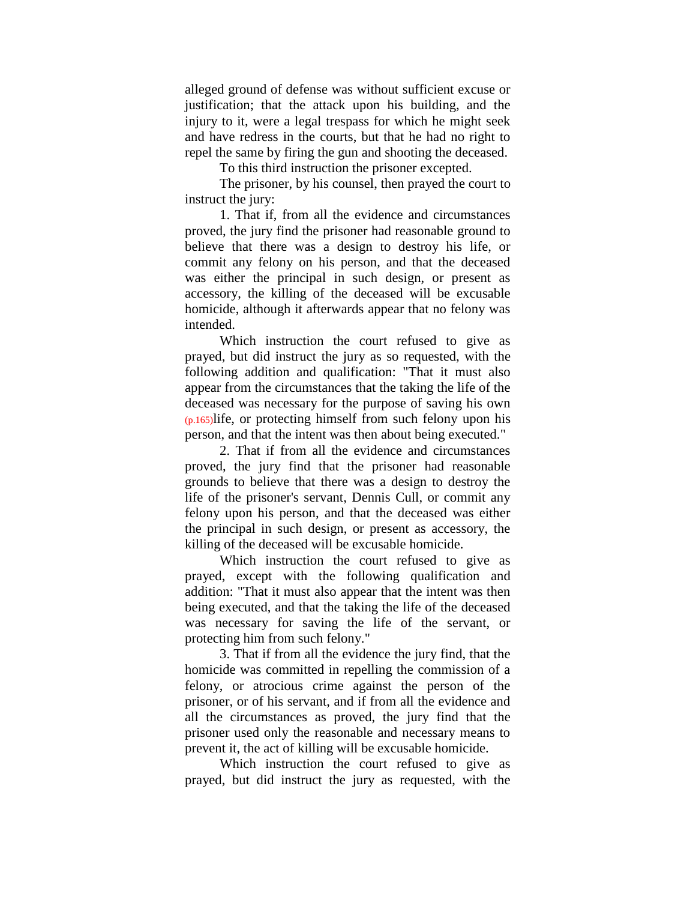alleged ground of defense was without sufficient excuse or justification; that the attack upon his building, and the injury to it, were a legal trespass for which he might seek and have redress in the courts, but that he had no right to repel the same by firing the gun and shooting the deceased.

To this third instruction the prisoner excepted.

The prisoner, by his counsel, then prayed the court to instruct the jury:

1. That if, from all the evidence and circumstances proved, the jury find the prisoner had reasonable ground to believe that there was a design to destroy his life, or commit any felony on his person, and that the deceased was either the principal in such design, or present as accessory, the killing of the deceased will be excusable homicide, although it afterwards appear that no felony was intended.

Which instruction the court refused to give as prayed, but did instruct the jury as so requested, with the following addition and qualification: "That it must also appear from the circumstances that the taking the life of the deceased was necessary for the purpose of saving his own (p.165)life, or protecting himself from such felony upon his person, and that the intent was then about being executed."

2. That if from all the evidence and circumstances proved, the jury find that the prisoner had reasonable grounds to believe that there was a design to destroy the life of the prisoner's servant, Dennis Cull, or commit any felony upon his person, and that the deceased was either the principal in such design, or present as accessory, the killing of the deceased will be excusable homicide.

Which instruction the court refused to give as prayed, except with the following qualification and addition: "That it must also appear that the intent was then being executed, and that the taking the life of the deceased was necessary for saving the life of the servant, or protecting him from such felony."

3. That if from all the evidence the jury find, that the homicide was committed in repelling the commission of a felony, or atrocious crime against the person of the prisoner, or of his servant, and if from all the evidence and all the circumstances as proved, the jury find that the prisoner used only the reasonable and necessary means to prevent it, the act of killing will be excusable homicide.

Which instruction the court refused to give as prayed, but did instruct the jury as requested, with the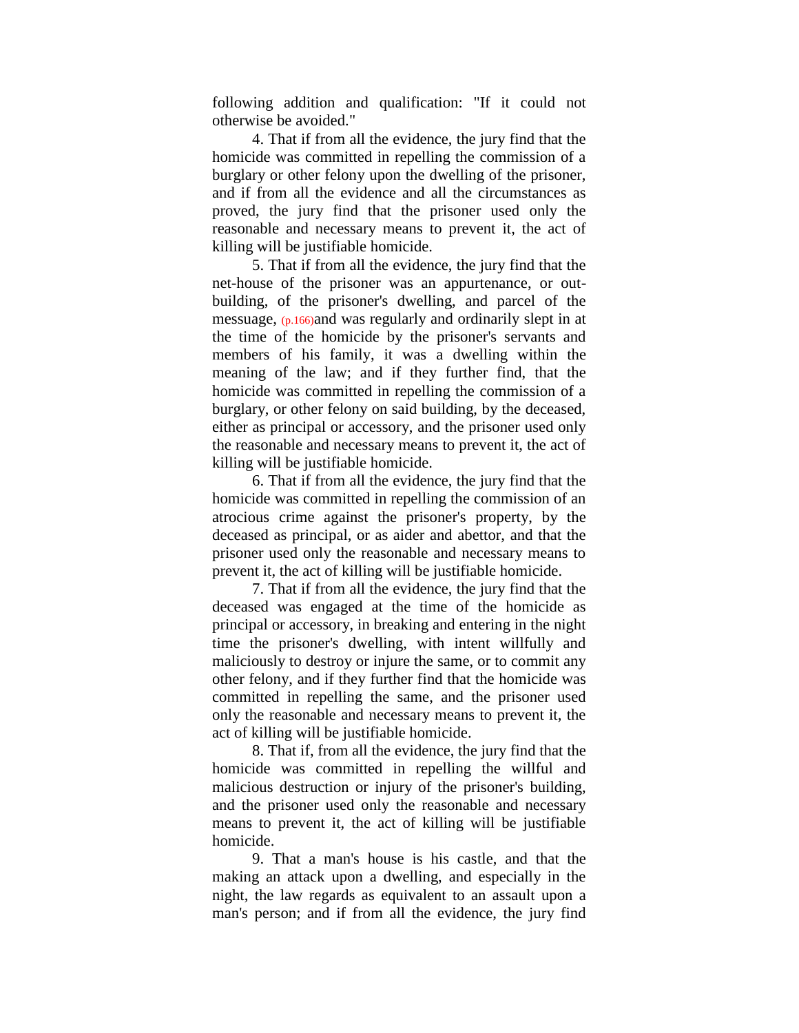following addition and qualification: "If it could not otherwise be avoided."

4. That if from all the evidence, the jury find that the homicide was committed in repelling the commission of a burglary or other felony upon the dwelling of the prisoner, and if from all the evidence and all the circumstances as proved, the jury find that the prisoner used only the reasonable and necessary means to prevent it, the act of killing will be justifiable homicide.

5. That if from all the evidence, the jury find that the net-house of the prisoner was an appurtenance, or out-building, of the prisoner's dwelling, and parcel of the messuage, (p.166)and was regularly and ordinarily slept in at the time of the homicide by the prisoner's servants and members of his family, it was a dwelling within the meaning of the law; and if they further find, that the homicide was committed in repelling the commission of a burglary, or other felony on said building, by the deceased, either as principal or accessory, and the prisoner used only the reasonable and necessary means to prevent it, the act of killing will be justifiable homicide.

6. That if from all the evidence, the jury find that the homicide was committed in repelling the commission of an atrocious crime against the prisoner's property, by the deceased as principal, or as aider and abettor, and that the prisoner used only the reasonable and necessary means to prevent it, the act of killing will be justifiable homicide.

7. That if from all the evidence, the jury find that the deceased was engaged at the time of the homicide as principal or accessory, in breaking and entering in the night time the prisoner's dwelling, with intent willfully and maliciously to destroy or injure the same, or to commit any other felony, and if they further find that the homicide was committed in repelling the same, and the prisoner used only the reasonable and necessary means to prevent it, the act of killing will be justifiable homicide.

8. That if, from all the evidence, the jury find that the homicide was committed in repelling the willful and malicious destruction or injury of the prisoner's building, and the prisoner used only the reasonable and necessary means to prevent it, the act of killing will be justifiable homicide.

9. That a man's house is his castle, and that the making an attack upon a dwelling, and especially in the night, the law regards as equivalent to an assault upon a man's person; and if from all the evidence, the jury find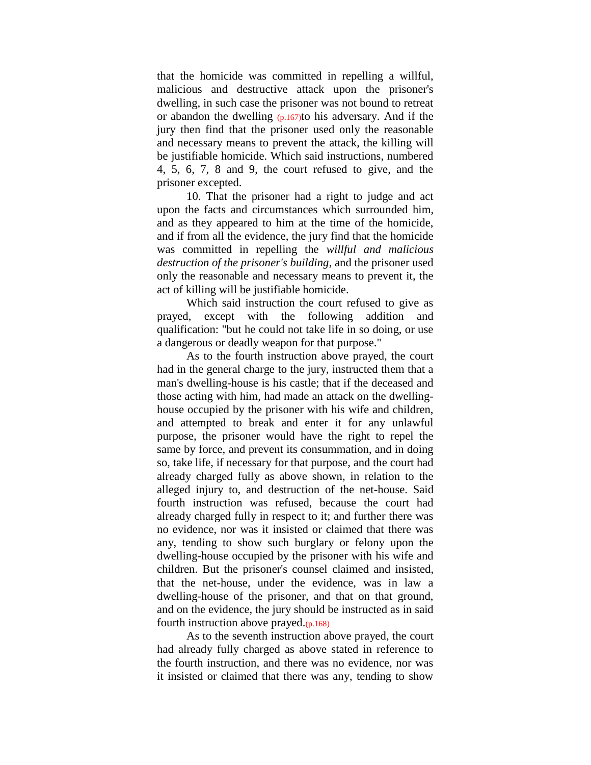that the homicide was committed in repelling a willful, malicious and destructive attack upon the prisoner's dwelling, in such case the prisoner was not bound to retreat or abandon the dwelling (p.167)to his adversary. And if the jury then find that the prisoner used only the reasonable and necessary means to prevent the attack, the killing will be justifiable homicide. Which said instructions, numbered 4, 5, 6, 7, 8 and 9, the court refused to give, and the prisoner excepted.

10. That the prisoner had a right to judge and act upon the facts and circumstances which surrounded him, and as they appeared to him at the time of the homicide, and if from all the evidence, the jury find that the homicide was committed in repelling the *willful and malicious destruction of the prisoner's building*, and the prisoner used only the reasonable and necessary means to prevent it, the act of killing will be justifiable homicide.

Which said instruction the court refused to give as prayed, except with the following addition and qualification: "but he could not take life in so doing, or use a dangerous or deadly weapon for that purpose."

As to the fourth instruction above prayed, the court had in the general charge to the jury, instructed them that a man's dwelling-house is his castle; that if the deceased and those acting with him, had made an attack on the dwelling-house occupied by the prisoner with his wife and children, and attempted to break and enter it for any unlawful purpose, the prisoner would have the right to repel the same by force, and prevent its consummation, and in doing so, take life, if necessary for that purpose, and the court had already charged fully as above shown, in relation to the alleged injury to, and destruction of the net-house. Said fourth instruction was refused, because the court had already charged fully in respect to it; and further there was no evidence, nor was it insisted or claimed that there was any, tending to show such burglary or felony upon the dwelling-house occupied by the prisoner with his wife and children. But the prisoner's counsel claimed and insisted, that the net-house, under the evidence, was in law a dwelling-house of the prisoner, and that on that ground, and on the evidence, the jury should be instructed as in said fourth instruction above prayed.(p.168)

As to the seventh instruction above prayed, the court had already fully charged as above stated in reference to the fourth instruction, and there was no evidence, nor was it insisted or claimed that there was any, tending to show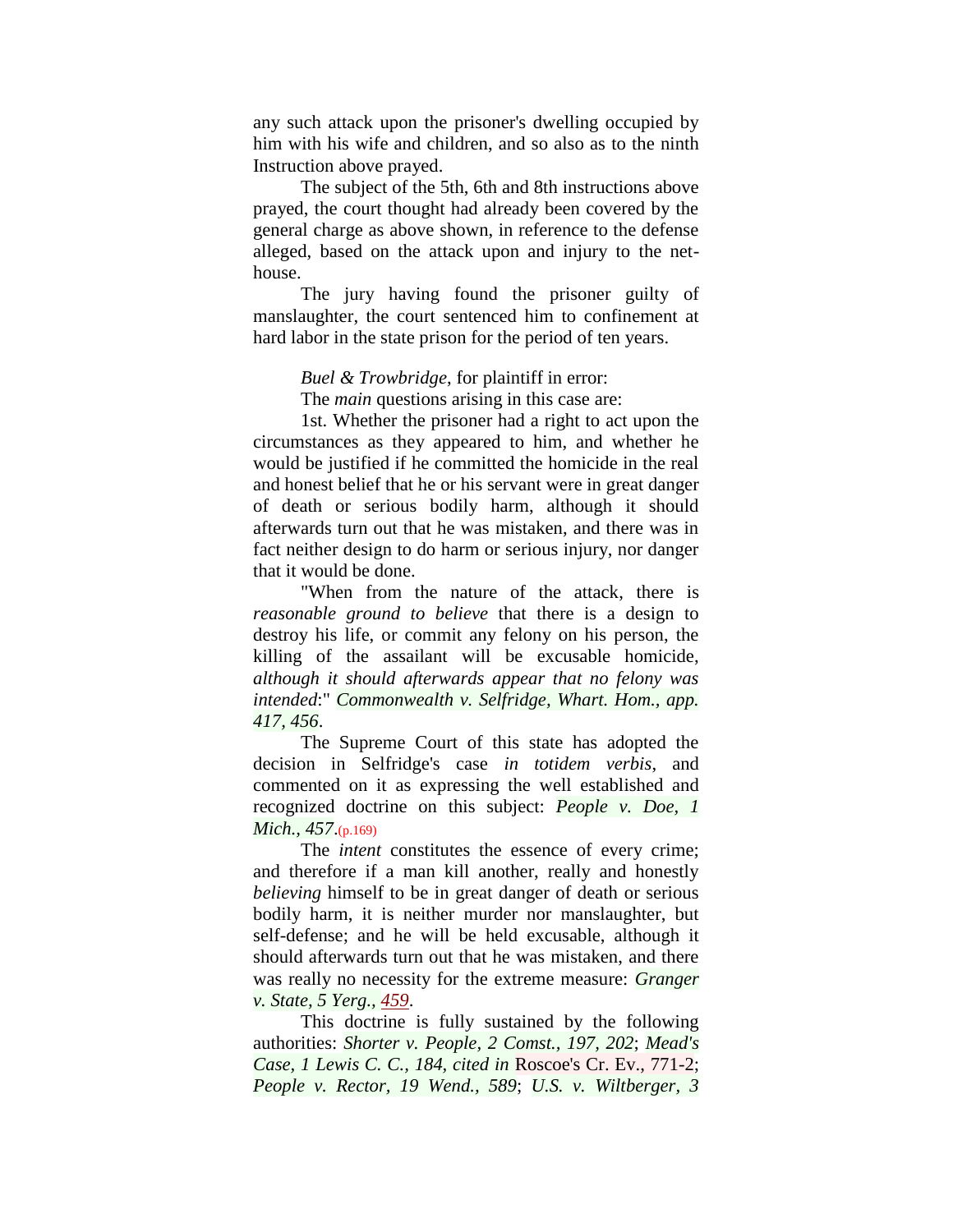any such attack upon the prisoner's dwelling occupied by him with his wife and children, and so also as to the ninth Instruction above prayed.

The subject of the 5th, 6th and 8th instructions above prayed, the court thought had already been covered by the general charge as above shown, in reference to the defense alleged, based on the attack upon and injury to the net-house.

The jury having found the prisoner guilty of manslaughter, the court sentenced him to confinement at hard labor in the state prison for the period of ten years.

*Buel & Trowbridge*, for plaintiff in error:

The *main* questions arising in this case are:

1st. Whether the prisoner had a right to act upon the circumstances as they appeared to him, and whether he would be justified if he committed the homicide in the real and honest belief that he or his servant were in great danger of death or serious bodily harm, although it should afterwards turn out that he was mistaken, and there was in fact neither design to do harm or serious injury, nor danger that it would be done.

"When from the nature of the attack, there is *reasonable ground to believe* that there is a design to destroy his life, or commit any felony on his person, the killing of the assailant will be excusable homicide, *although it should afterwards appear that no felony was intended*:" *Commonwealth v. Selfridge, Whart. Hom., app. 417, 456*.

The Supreme Court of this state has adopted the decision in Selfridge's case *in totidem verbis*, and commented on it as expressing the well established and recognized doctrine on this subject: *People v. Doe, 1 Mich., 457*.(p.169)

The *intent* constitutes the essence of every crime; and therefore if a man kill another, really and honestly *believing* himself to be in great danger of death or serious bodily harm, it is neither murder nor manslaughter, but self-defense; and he will be held excusable, although it should afterwards turn out that he was mistaken, and there was really no necessity for the extreme measure: *Granger v. State, 5 Yerg., 459*.

This doctrine is fully sustained by the following authorities: *Shorter v. People, 2 Comst., 197, 202*; *Mead's Case, 1 Lewis C. C., 184, cited in* Roscoe's Cr. Ev., 771-2; *People v. Rector, 19 Wend., 589*; *U.S. v. Wiltberger, 3*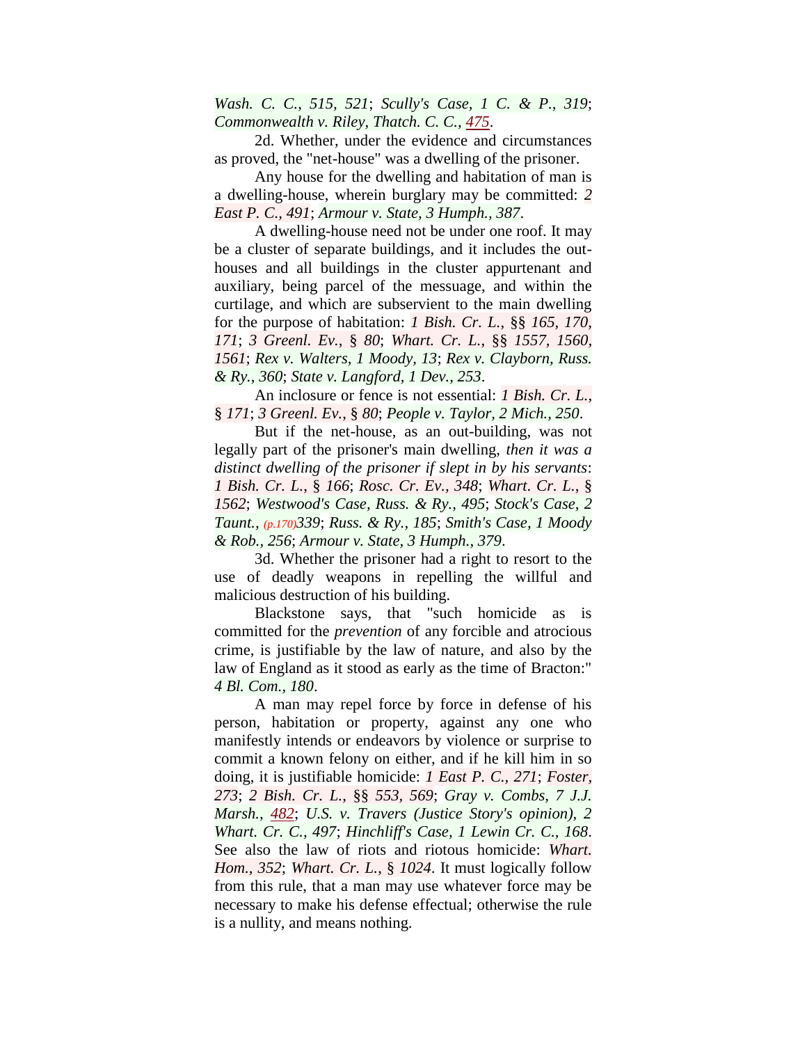*Wash. C. C., 515, 521*; *Scully's Case, 1 C. & P., 319*; *Commonwealth v. Riley, Thatch. C. C., 475*.

2d. Whether, under the evidence and circumstances as proved, the "net-house" was a dwelling of the prisoner.

Any house for the dwelling and habitation of man is a dwelling-house, wherein burglary may be committed: *2 East P. C., 491*; *Armour v. State, 3 Humph., 387*.

A dwelling-house need not be under one roof. It may be a cluster of separate buildings, and it includes the out-houses and all buildings in the cluster appurtenant and auxiliary, being parcel of the messuage, and within the curtilage, and which are subservient to the main dwelling for the purpose of habitation: *1 Bish. Cr. L.*, §§ *165, 170, 171*; *3 Greenl. Ev.*, § *80*; *Whart. Cr. L.*, §§ *1557, 1560, 1561*; *Rex v. Walters, 1 Moody, 13*; *Rex v. Clayborn, Russ. & Ry., 360*; *State v. Langford, 1 Dev., 253*.

An inclosure or fence is not essential: *1 Bish. Cr. L.*, § *171*; *3 Greenl. Ev.*, § *80*; *People v. Taylor, 2 Mich., 250*.

But if the net-house, as an out-building, was not legally part of the prisoner's main dwelling, *then it was a distinct dwelling of the prisoner if slept in by his servants*: *1 Bish. Cr. L.*, § *166*; *Rosc. Cr. Ev., 348*; *Whart. Cr. L.*, § *1562*; *Westwood's Case, Russ. & Ry., 495*; *Stock's Case, 2 Taunt., (p.170)339*; *Russ. & Ry., 185*; *Smith's Case, 1 Moody & Rob., 256*; *Armour v. State, 3 Humph., 379*.

3d. Whether the prisoner had a right to resort to the use of deadly weapons in repelling the willful and malicious destruction of his building.

Blackstone says, that "such homicide as is committed for the *prevention* of any forcible and atrocious crime, is justifiable by the law of nature, and also by the law of England as it stood as early as the time of Bracton:" *4 Bl. Com., 180*.

A man may repel force by force in defense of his person, habitation or property, against any one who manifestly intends or endeavors by violence or surprise to commit a known felony on either, and if he kill him in so doing, it is justifiable homicide: *1 East P. C., 271*; *Foster, 273*; *2 Bish. Cr. L.*, §§ *553, 569*; *Gray v. Combs, 7 J.J. Marsh., 482*; *U.S. v. Travers (Justice Story's opinion), 2 Whart. Cr. C., 497*; *Hinchliff's Case, 1 Lewin Cr. C., 168*. See also the law of riots and riotous homicide: *Whart. Hom., 352*; *Whart. Cr. L.*, § *1024*. It must logically follow from this rule, that a man may use whatever force may be necessary to make his defense effectual; otherwise the rule is a nullity, and means nothing.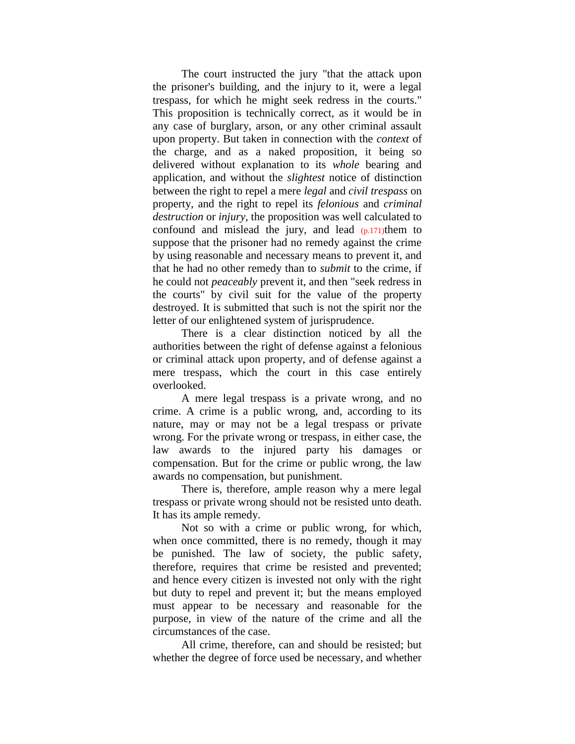The court instructed the jury "that the attack upon the prisoner's building, and the injury to it, were a legal trespass, for which he might seek redress in the courts." This proposition is technically correct, as it would be in any case of burglary, arson, or any other criminal assault upon property. But taken in connection with the *context* of the charge, and as a naked proposition, it being so delivered without explanation to its *whole* bearing and application, and without the *slightest* notice of distinction between the right to repel a mere *legal* and *civil trespass* on property, and the right to repel its *felonious* and *criminal destruction* or *injury*, the proposition was well calculated to confound and mislead the jury, and lead (p.171)them to suppose that the prisoner had no remedy against the crime by using reasonable and necessary means to prevent it, and that he had no other remedy than to *submit* to the crime, if he could not *peaceably* prevent it, and then "seek redress in the courts" by civil suit for the value of the property destroyed. It is submitted that such is not the spirit nor the letter of our enlightened system of jurisprudence.

There is a clear distinction noticed by all the authorities between the right of defense against a felonious or criminal attack upon property, and of defense against a mere trespass, which the court in this case entirely overlooked.

A mere legal trespass is a private wrong, and no crime. A crime is a public wrong, and, according to its nature, may or may not be a legal trespass or private wrong. For the private wrong or trespass, in either case, the law awards to the injured party his damages or compensation. But for the crime or public wrong, the law awards no compensation, but punishment.

There is, therefore, ample reason why a mere legal trespass or private wrong should not be resisted unto death. It has its ample remedy.

Not so with a crime or public wrong, for which, when once committed, there is no remedy, though it may be punished. The law of society, the public safety, therefore, requires that crime be resisted and prevented; and hence every citizen is invested not only with the right but duty to repel and prevent it; but the means employed must appear to be necessary and reasonable for the purpose, in view of the nature of the crime and all the circumstances of the case.

All crime, therefore, can and should be resisted; but whether the degree of force used be necessary, and whether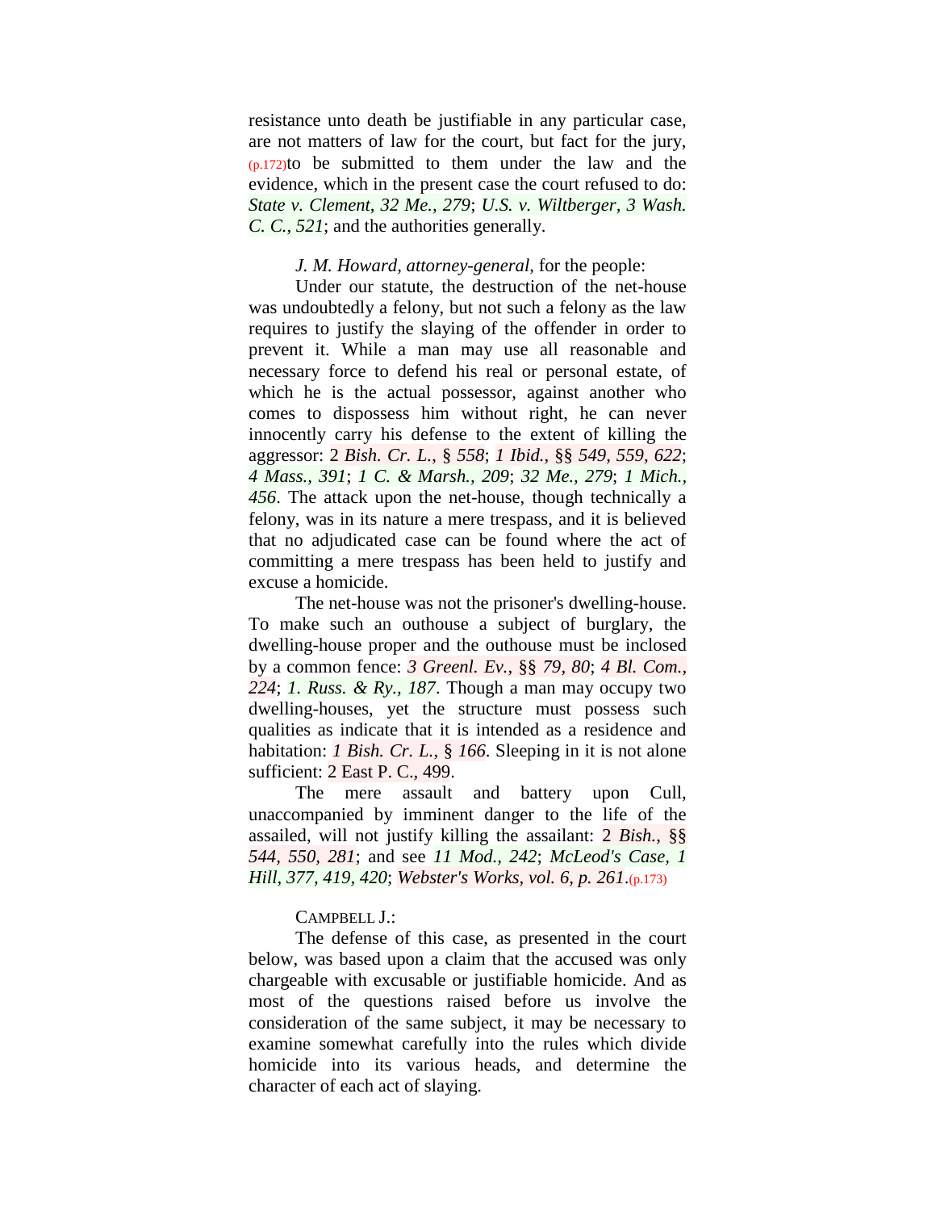resistance unto death be justifiable in any particular case, are not matters of law for the court, but fact for the jury, (p.172)to be submitted to them under the law and the evidence, which in the present case the court refused to do: *State v. Clement*, *32 Me., 279*; *U.S. v. Wiltberger*, *3 Wash. C. C., 521*; and the authorities generally.

*J. M. Howard, attorney-general*, for the people:

Under our statute, the destruction of the net-house was undoubtedly a felony, but not such a felony as the law requires to justify the slaying of the offender in order to prevent it. While a man may use all reasonable and necessary force to defend his real or personal estate, of which he is the actual possessor, against another who comes to dispossess him without right, he can never innocently carry his defense to the extent of killing the aggressor: 2 *Bish. Cr. L.*, § *558*; *1 Ibid.*, §§ *549*, *559*, *622*; *4 Mass., 391*; *1 C. & Marsh., 209*; *32 Me., 279*; *1 Mich., 456*. The attack upon the net-house, though technically a felony, was in its nature a mere trespass, and it is believed that no adjudicated case can be found where the act of committing a mere trespass has been held to justify and excuse a homicide.

The net-house was not the prisoner's dwelling-house. To make such an outhouse a subject of burglary, the dwelling-house proper and the outhouse must be inclosed by a common fence: *3 Greenl. Ev.*, §§ *79*, *80*; *4 Bl. Com., 224*; *1. Russ. & Ry., 187*. Though a man may occupy two dwelling-houses, yet the structure must possess such qualities as indicate that it is intended as a residence and habitation: *1 Bish. Cr. L.*, § *166*. Sleeping in it is not alone sufficient: 2 East P. C., 499.

The mere assault and battery upon Cull, unaccompanied by imminent danger to the life of the assailed, will not justify killing the assailant: 2 *Bish.*, §§ *544*, *550*, *281*; and see *11 Mod., 242*; *McLeod's Case*, *1 Hill*, *377*, *419*, *420*; *Webster's Works*, *vol. 6*, *p. 261*.(p.173)

CAMPBELL J.:

The defense of this case, as presented in the court below, was based upon a claim that the accused was only chargeable with excusable or justifiable homicide. And as most of the questions raised before us involve the consideration of the same subject, it may be necessary to examine somewhat carefully into the rules which divide homicide into its various heads, and determine the character of each act of slaying.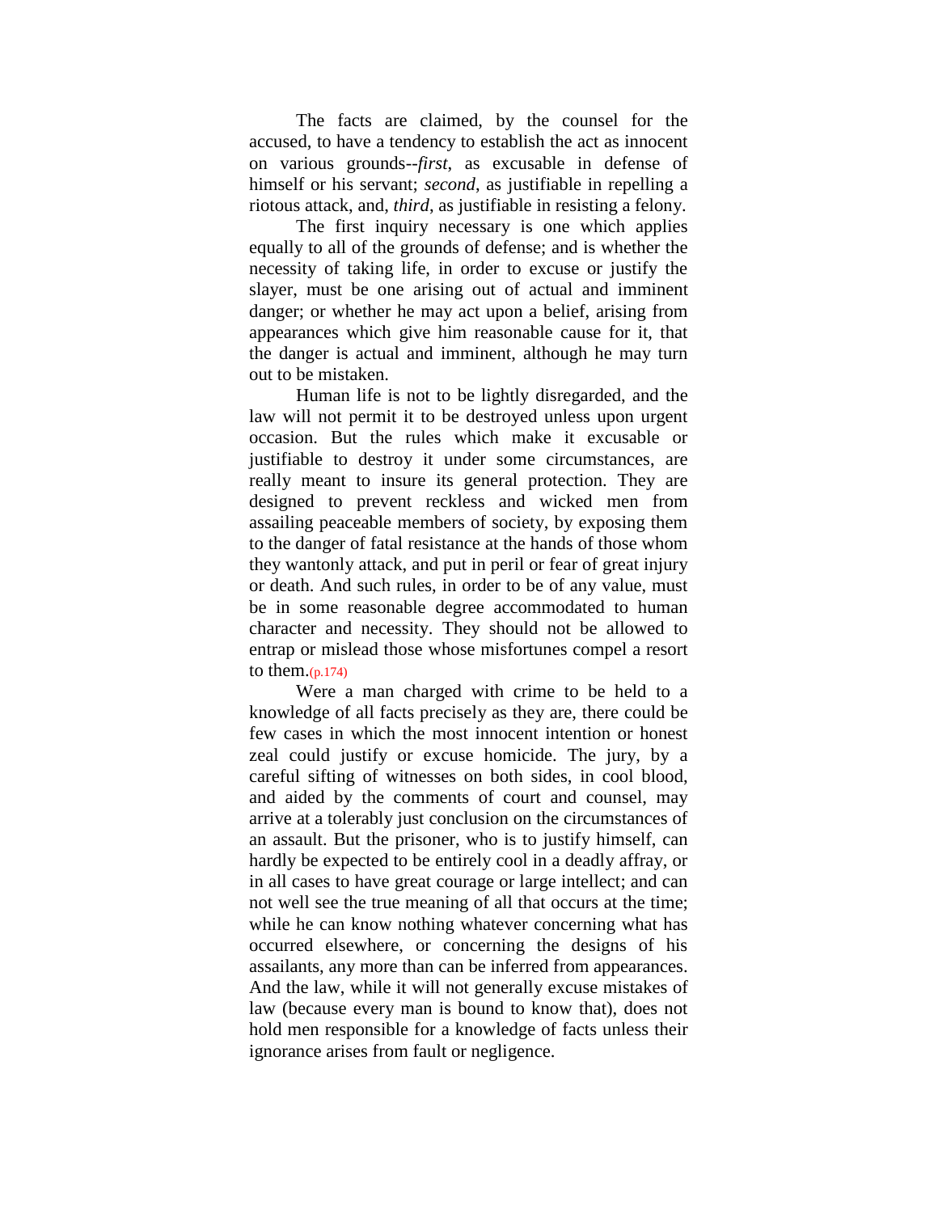The facts are claimed, by the counsel for the accused, to have a tendency to establish the act as innocent on various grounds--*first*, as excusable in defense of himself or his servant; *second*, as justifiable in repelling a riotous attack, and, *third*, as justifiable in resisting a felony.

The first inquiry necessary is one which applies equally to all of the grounds of defense; and is whether the necessity of taking life, in order to excuse or justify the slayer, must be one arising out of actual and imminent danger; or whether he may act upon a belief, arising from appearances which give him reasonable cause for it, that the danger is actual and imminent, although he may turn out to be mistaken.

Human life is not to be lightly disregarded, and the law will not permit it to be destroyed unless upon urgent occasion. But the rules which make it excusable or justifiable to destroy it under some circumstances, are really meant to insure its general protection. They are designed to prevent reckless and wicked men from assailing peaceable members of society, by exposing them to the danger of fatal resistance at the hands of those whom they wantonly attack, and put in peril or fear of great injury or death. And such rules, in order to be of any value, must be in some reasonable degree accommodated to human character and necessity. They should not be allowed to entrap or mislead those whose misfortunes compel a resort to them.(p.174)

Were a man charged with crime to be held to a knowledge of all facts precisely as they are, there could be few cases in which the most innocent intention or honest zeal could justify or excuse homicide. The jury, by a careful sifting of witnesses on both sides, in cool blood, and aided by the comments of court and counsel, may arrive at a tolerably just conclusion on the circumstances of an assault. But the prisoner, who is to justify himself, can hardly be expected to be entirely cool in a deadly affray, or in all cases to have great courage or large intellect; and can not well see the true meaning of all that occurs at the time; while he can know nothing whatever concerning what has occurred elsewhere, or concerning the designs of his assailants, any more than can be inferred from appearances. And the law, while it will not generally excuse mistakes of law (because every man is bound to know that), does not hold men responsible for a knowledge of facts unless their ignorance arises from fault or negligence.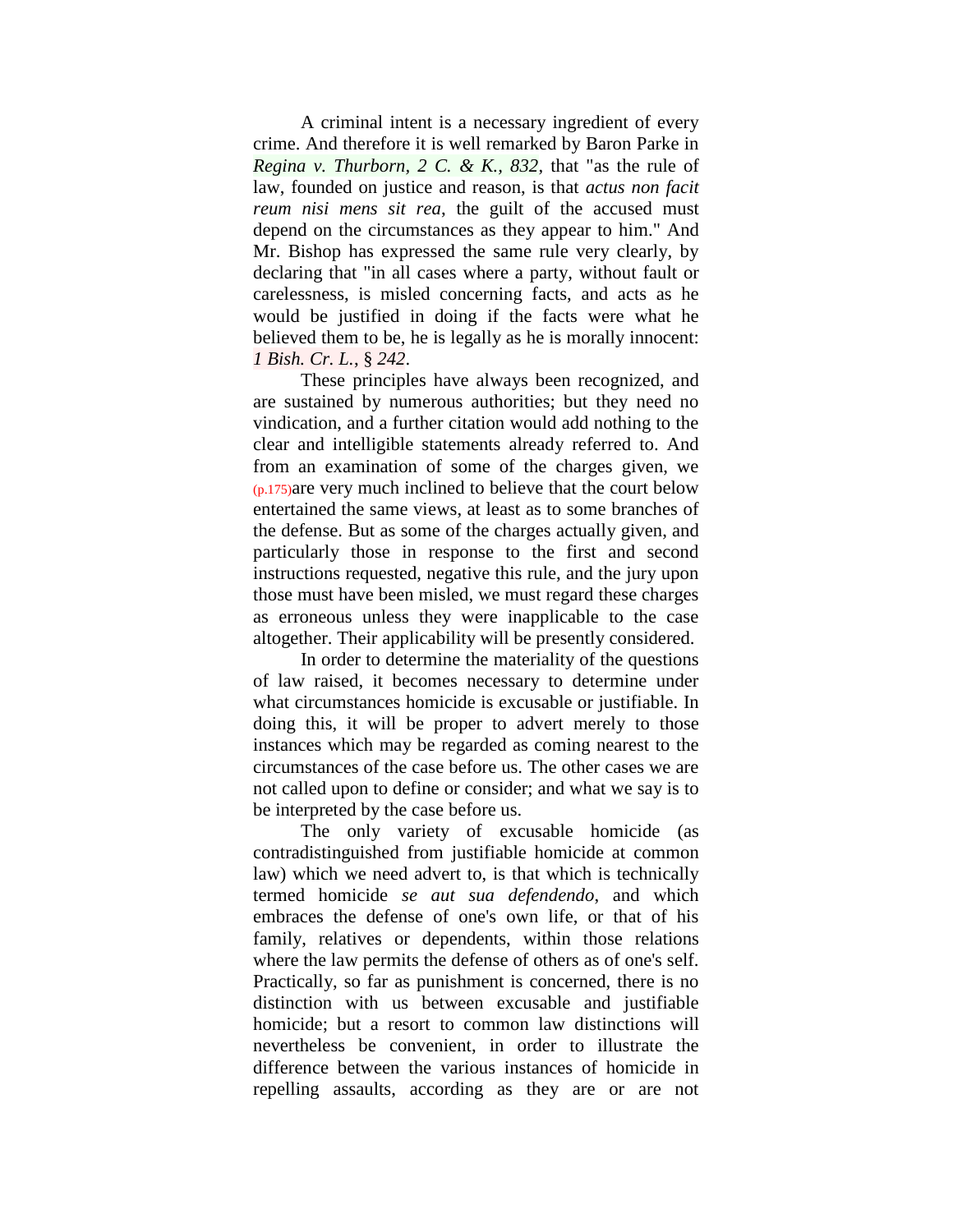A criminal intent is a necessary ingredient of every crime. And therefore it is well remarked by Baron Parke in *Regina v. Thurborn, 2 C. & K., 832*, that "as the rule of law, founded on justice and reason, is that *actus non facit reum nisi mens sit rea*, the guilt of the accused must depend on the circumstances as they appear to him." And Mr. Bishop has expressed the same rule very clearly, by declaring that "in all cases where a party, without fault or carelessness, is misled concerning facts, and acts as he would be justified in doing if the facts were what he believed them to be, he is legally as he is morally innocent: *1 Bish. Cr. L.*, § *242*.

These principles have always been recognized, and are sustained by numerous authorities; but they need no vindication, and a further citation would add nothing to the clear and intelligible statements already referred to. And from an examination of some of the charges given, we (p.175)are very much inclined to believe that the court below entertained the same views, at least as to some branches of the defense. But as some of the charges actually given, and particularly those in response to the first and second instructions requested, negative this rule, and the jury upon those must have been misled, we must regard these charges as erroneous unless they were inapplicable to the case altogether. Their applicability will be presently considered.

In order to determine the materiality of the questions of law raised, it becomes necessary to determine under what circumstances homicide is excusable or justifiable. In doing this, it will be proper to advert merely to those instances which may be regarded as coming nearest to the circumstances of the case before us. The other cases we are not called upon to define or consider; and what we say is to be interpreted by the case before us.

The only variety of excusable homicide (as contradistinguished from justifiable homicide at common law) which we need advert to, is that which is technically termed homicide *se aut sua defendendo*, and which embraces the defense of one's own life, or that of his family, relatives or dependents, within those relations where the law permits the defense of others as of one's self. Practically, so far as punishment is concerned, there is no distinction with us between excusable and justifiable homicide; but a resort to common law distinctions will nevertheless be convenient, in order to illustrate the difference between the various instances of homicide in repelling assaults, according as they are or are not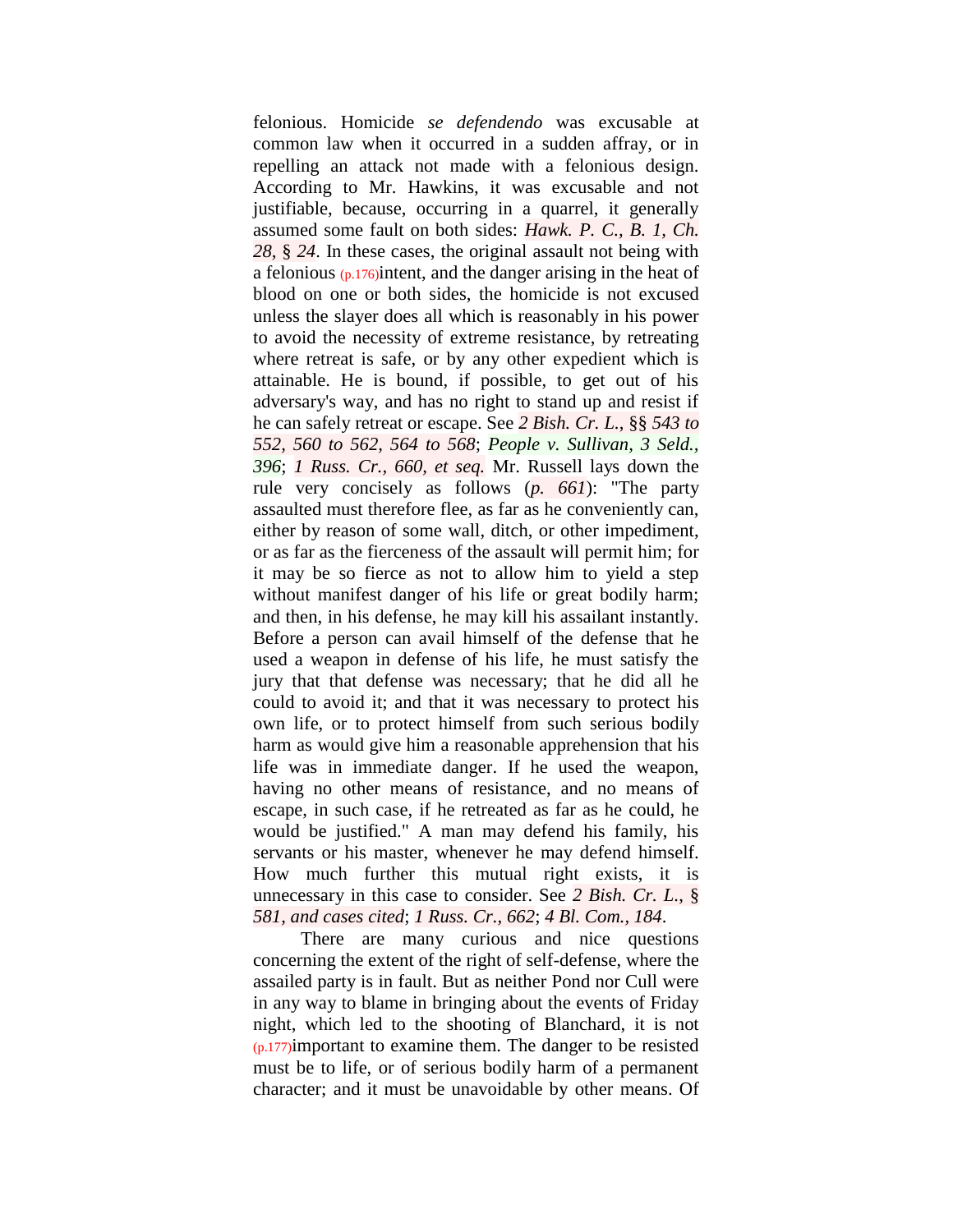felonious. Homicide *se defendendo* was excusable at common law when it occurred in a sudden affray, or in repelling an attack not made with a felonious design. According to Mr. Hawkins, it was excusable and not justifiable, because, occurring in a quarrel, it generally assumed some fault on both sides: *Hawk. P. C., B. 1, Ch. 28*, § *24*. In these cases, the original assault not being with a felonious (p.176)intent, and the danger arising in the heat of blood on one or both sides, the homicide is not excused unless the slayer does all which is reasonably in his power to avoid the necessity of extreme resistance, by retreating where retreat is safe, or by any other expedient which is attainable. He is bound, if possible, to get out of his adversary's way, and has no right to stand up and resist if he can safely retreat or escape. See *2 Bish. Cr. L.*, §§ *543 to 552, 560 to 562, 564 to 568*; *People v. Sullivan, 3 Seld., 396*; *1 Russ. Cr., 660, et seq.* Mr. Russell lays down the rule very concisely as follows (*p. 661*): "The party assaulted must therefore flee, as far as he conveniently can, either by reason of some wall, ditch, or other impediment, or as far as the fierceness of the assault will permit him; for it may be so fierce as not to allow him to yield a step without manifest danger of his life or great bodily harm; and then, in his defense, he may kill his assailant instantly. Before a person can avail himself of the defense that he used a weapon in defense of his life, he must satisfy the jury that that defense was necessary; that he did all he could to avoid it; and that it was necessary to protect his own life, or to protect himself from such serious bodily harm as would give him a reasonable apprehension that his life was in immediate danger. If he used the weapon, having no other means of resistance, and no means of escape, in such case, if he retreated as far as he could, he would be justified." A man may defend his family, his servants or his master, whenever he may defend himself. How much further this mutual right exists, it is unnecessary in this case to consider. See *2 Bish. Cr. L.*, § *581, and cases cited*; *1 Russ. Cr., 662*; *4 Bl. Com., 184*.

There are many curious and nice questions concerning the extent of the right of self-defense, where the assailed party is in fault. But as neither Pond nor Cull were in any way to blame in bringing about the events of Friday night, which led to the shooting of Blanchard, it is not (p.177)important to examine them. The danger to be resisted must be to life, or of serious bodily harm of a permanent character; and it must be unavoidable by other means. Of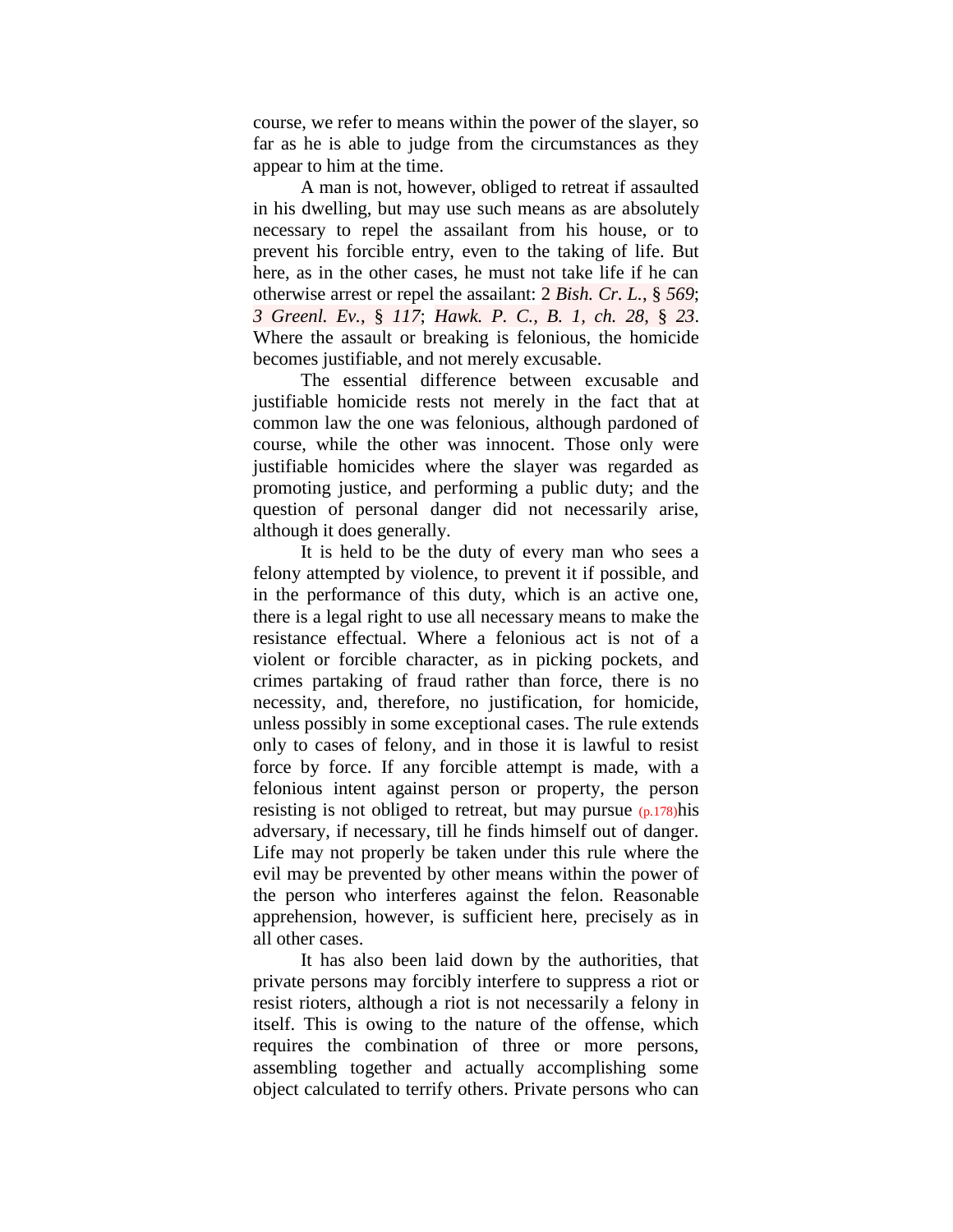course, we refer to means within the power of the slayer, so far as he is able to judge from the circumstances as they appear to him at the time.

A man is not, however, obliged to retreat if assaulted in his dwelling, but may use such means as are absolutely necessary to repel the assailant from his house, or to prevent his forcible entry, even to the taking of life. But here, as in the other cases, he must not take life if he can otherwise arrest or repel the assailant: 2 *Bish. Cr. L.*, § *569*; *3 Greenl. Ev.*, § *117*; *Hawk. P. C., B. 1, ch. 28*, § *23*. Where the assault or breaking is felonious, the homicide becomes justifiable, and not merely excusable.

The essential difference between excusable and justifiable homicide rests not merely in the fact that at common law the one was felonious, although pardoned of course, while the other was innocent. Those only were justifiable homicides where the slayer was regarded as promoting justice, and performing a public duty; and the question of personal danger did not necessarily arise, although it does generally.

It is held to be the duty of every man who sees a felony attempted by violence, to prevent it if possible, and in the performance of this duty, which is an active one, there is a legal right to use all necessary means to make the resistance effectual. Where a felonious act is not of a violent or forcible character, as in picking pockets, and crimes partaking of fraud rather than force, there is no necessity, and, therefore, no justification, for homicide, unless possibly in some exceptional cases. The rule extends only to cases of felony, and in those it is lawful to resist force by force. If any forcible attempt is made, with a felonious intent against person or property, the person resisting is not obliged to retreat, but may pursue (p.178)his adversary, if necessary, till he finds himself out of danger. Life may not properly be taken under this rule where the evil may be prevented by other means within the power of the person who interferes against the felon. Reasonable apprehension, however, is sufficient here, precisely as in all other cases.

It has also been laid down by the authorities, that private persons may forcibly interfere to suppress a riot or resist rioters, although a riot is not necessarily a felony in itself. This is owing to the nature of the offense, which requires the combination of three or more persons, assembling together and actually accomplishing some object calculated to terrify others. Private persons who can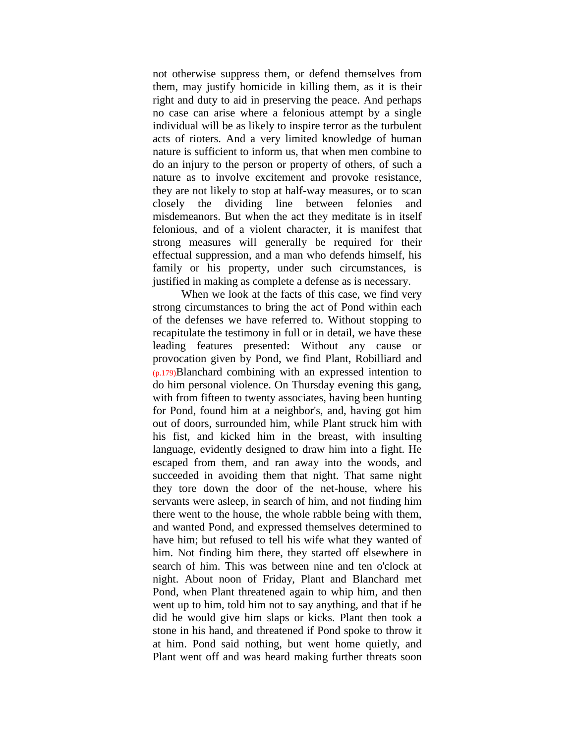not otherwise suppress them, or defend themselves from them, may justify homicide in killing them, as it is their right and duty to aid in preserving the peace. And perhaps no case can arise where a felonious attempt by a single individual will be as likely to inspire terror as the turbulent acts of rioters. And a very limited knowledge of human nature is sufficient to inform us, that when men combine to do an injury to the person or property of others, of such a nature as to involve excitement and provoke resistance, they are not likely to stop at half-way measures, or to scan closely the dividing line between felonies and misdemeanors. But when the act they meditate is in itself felonious, and of a violent character, it is manifest that strong measures will generally be required for their effectual suppression, and a man who defends himself, his family or his property, under such circumstances, is justified in making as complete a defense as is necessary.

When we look at the facts of this case, we find very strong circumstances to bring the act of Pond within each of the defenses we have referred to. Without stopping to recapitulate the testimony in full or in detail, we have these leading features presented: Without any cause or provocation given by Pond, we find Plant, Robilliard and (p.179)Blanchard combining with an expressed intention to do him personal violence. On Thursday evening this gang, with from fifteen to twenty associates, having been hunting for Pond, found him at a neighbor's, and, having got him out of doors, surrounded him, while Plant struck him with his fist, and kicked him in the breast, with insulting language, evidently designed to draw him into a fight. He escaped from them, and ran away into the woods, and succeeded in avoiding them that night. That same night they tore down the door of the net-house, where his servants were asleep, in search of him, and not finding him there went to the house, the whole rabble being with them, and wanted Pond, and expressed themselves determined to have him; but refused to tell his wife what they wanted of him. Not finding him there, they started off elsewhere in search of him. This was between nine and ten o'clock at night. About noon of Friday, Plant and Blanchard met Pond, when Plant threatened again to whip him, and then went up to him, told him not to say anything, and that if he did he would give him slaps or kicks. Plant then took a stone in his hand, and threatened if Pond spoke to throw it at him. Pond said nothing, but went home quietly, and Plant went off and was heard making further threats soon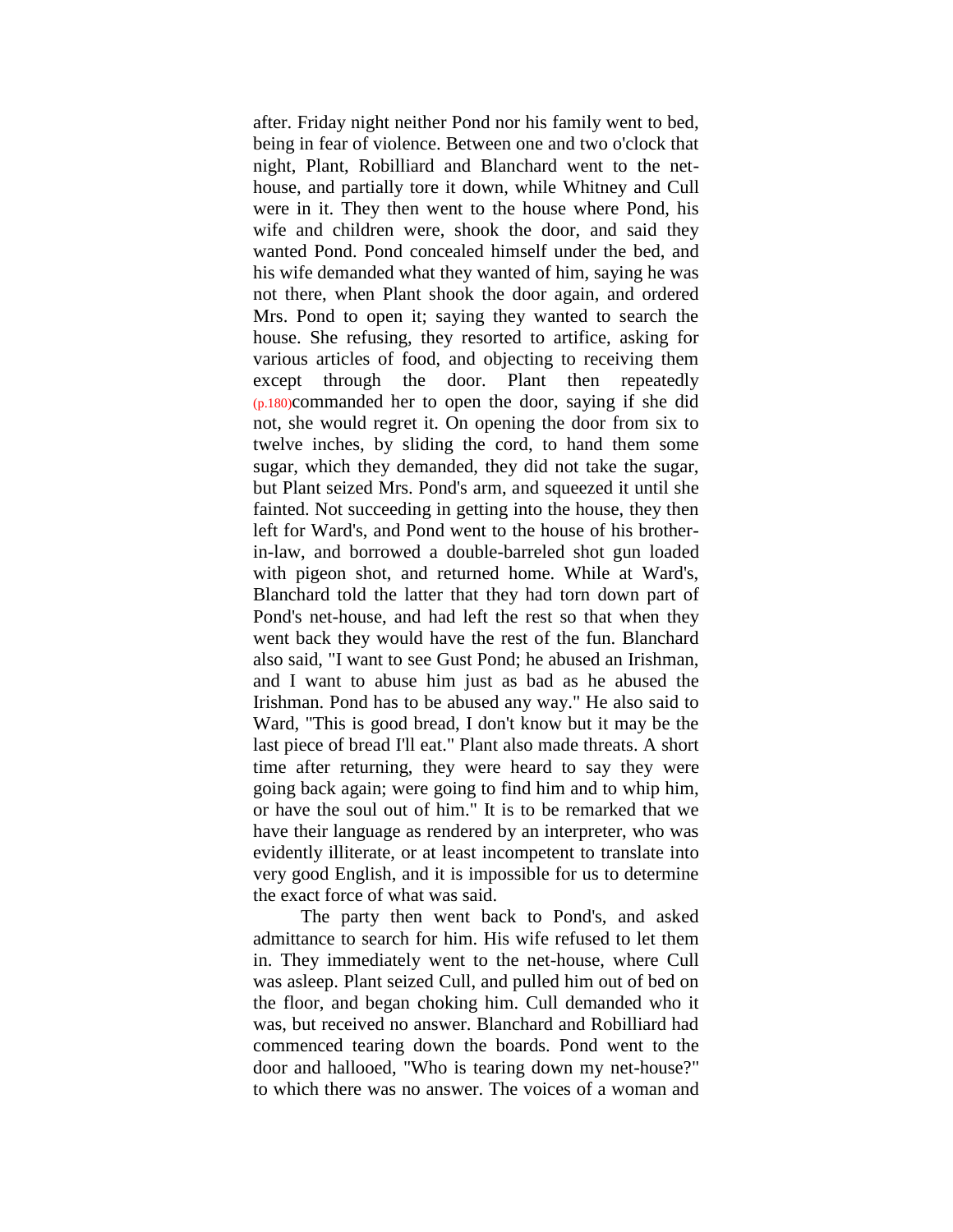after. Friday night neither Pond nor his family went to bed, being in fear of violence. Between one and two o'clock that night, Plant, Robilliard and Blanchard went to the net-house, and partially tore it down, while Whitney and Cull were in it. They then went to the house where Pond, his wife and children were, shook the door, and said they wanted Pond. Pond concealed himself under the bed, and his wife demanded what they wanted of him, saying he was not there, when Plant shook the door again, and ordered Mrs. Pond to open it; saying they wanted to search the house. She refusing, they resorted to artifice, asking for various articles of food, and objecting to receiving them except through the door. Plant then repeatedly (p.180)commanded her to open the door, saying if she did not, she would regret it. On opening the door from six to twelve inches, by sliding the cord, to hand them some sugar, which they demanded, they did not take the sugar, but Plant seized Mrs. Pond's arm, and squeezed it until she fainted. Not succeeding in getting into the house, they then left for Ward's, and Pond went to the house of his brother-in-law, and borrowed a double-barreled shot gun loaded with pigeon shot, and returned home. While at Ward's, Blanchard told the latter that they had torn down part of Pond's net-house, and had left the rest so that when they went back they would have the rest of the fun. Blanchard also said, "I want to see Gust Pond; he abused an Irishman, and I want to abuse him just as bad as he abused the Irishman. Pond has to be abused any way." He also said to Ward, "This is good bread, I don't know but it may be the last piece of bread I'll eat." Plant also made threats. A short time after returning, they were heard to say they were going back again; were going to find him and to whip him, or have the soul out of him." It is to be remarked that we have their language as rendered by an interpreter, who was evidently illiterate, or at least incompetent to translate into very good English, and it is impossible for us to determine the exact force of what was said.

The party then went back to Pond's, and asked admittance to search for him. His wife refused to let them in. They immediately went to the net-house, where Cull was asleep. Plant seized Cull, and pulled him out of bed on the floor, and began choking him. Cull demanded who it was, but received no answer. Blanchard and Robilliard had commenced tearing down the boards. Pond went to the door and hallooed, "Who is tearing down my net-house?" to which there was no answer. The voices of a woman and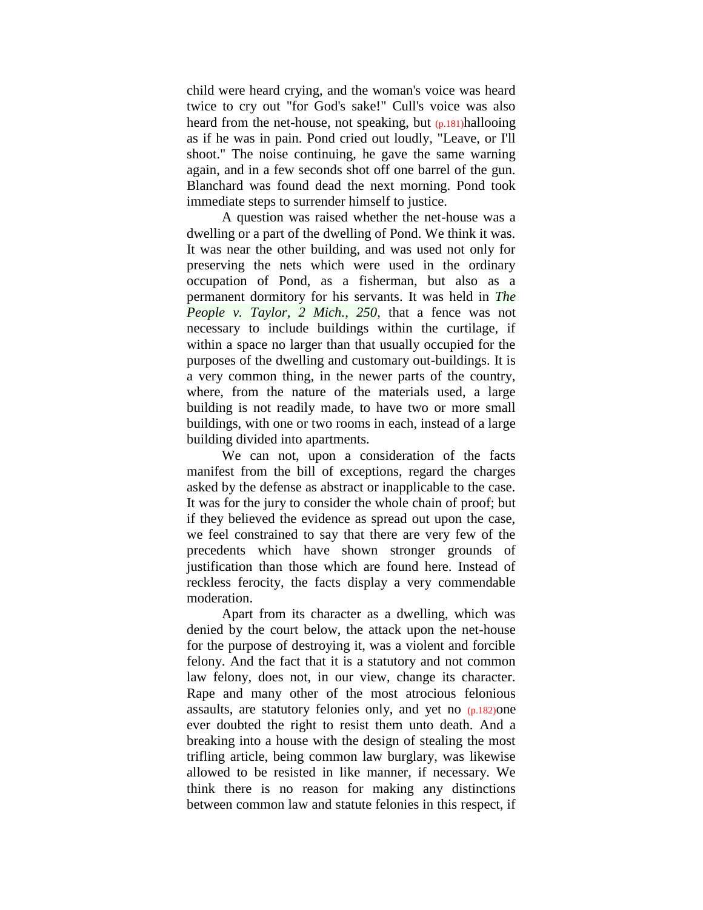child were heard crying, and the woman's voice was heard twice to cry out "for God's sake!" Cull's voice was also heard from the net-house, not speaking, but (p.181)hallooing as if he was in pain. Pond cried out loudly, "Leave, or I'll shoot." The noise continuing, he gave the same warning again, and in a few seconds shot off one barrel of the gun. Blanchard was found dead the next morning. Pond took immediate steps to surrender himself to justice.

A question was raised whether the net-house was a dwelling or a part of the dwelling of Pond. We think it was. It was near the other building, and was used not only for preserving the nets which were used in the ordinary occupation of Pond, as a fisherman, but also as a permanent dormitory for his servants. It was held in *The People v. Taylor, 2 Mich., 250*, that a fence was not necessary to include buildings within the curtilage, if within a space no larger than that usually occupied for the purposes of the dwelling and customary out-buildings. It is a very common thing, in the newer parts of the country, where, from the nature of the materials used, a large building is not readily made, to have two or more small buildings, with one or two rooms in each, instead of a large building divided into apartments.

We can not, upon a consideration of the facts manifest from the bill of exceptions, regard the charges asked by the defense as abstract or inapplicable to the case. It was for the jury to consider the whole chain of proof; but if they believed the evidence as spread out upon the case, we feel constrained to say that there are very few of the precedents which have shown stronger grounds of justification than those which are found here. Instead of reckless ferocity, the facts display a very commendable moderation.

Apart from its character as a dwelling, which was denied by the court below, the attack upon the net-house for the purpose of destroying it, was a violent and forcible felony. And the fact that it is a statutory and not common law felony, does not, in our view, change its character. Rape and many other of the most atrocious felonious assaults, are statutory felonies only, and yet no (p.182)one ever doubted the right to resist them unto death. And a breaking into a house with the design of stealing the most trifling article, being common law burglary, was likewise allowed to be resisted in like manner, if necessary. We think there is no reason for making any distinctions between common law and statute felonies in this respect, if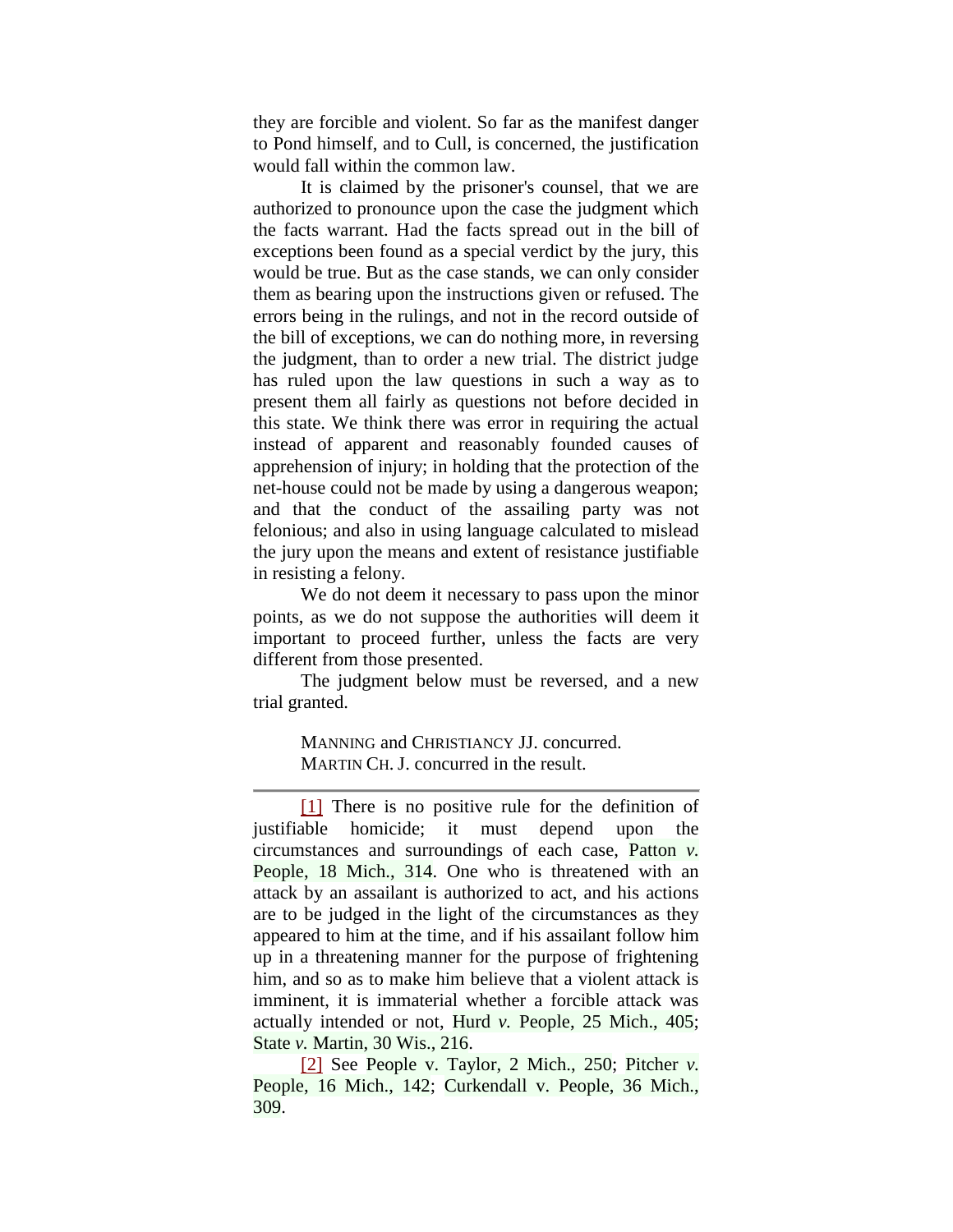they are forcible and violent. So far as the manifest danger to Pond himself, and to Cull, is concerned, the justification would fall within the common law.

It is claimed by the prisoner's counsel, that we are authorized to pronounce upon the case the judgment which the facts warrant. Had the facts spread out in the bill of exceptions been found as a special verdict by the jury, this would be true. But as the case stands, we can only consider them as bearing upon the instructions given or refused. The errors being in the rulings, and not in the record outside of the bill of exceptions, we can do nothing more, in reversing the judgment, than to order a new trial. The district judge has ruled upon the law questions in such a way as to present them all fairly as questions not before decided in this state. We think there was error in requiring the actual instead of apparent and reasonably founded causes of apprehension of injury; in holding that the protection of the net-house could not be made by using a dangerous weapon; and that the conduct of the assailing party was not felonious; and also in using language calculated to mislead the jury upon the means and extent of resistance justifiable in resisting a felony.

We do not deem it necessary to pass upon the minor points, as we do not suppose the authorities will deem it important to proceed further, unless the facts are very different from those presented.

The judgment below must be reversed, and a new trial granted.

MANNING and CHRISTIANCY JJ. concurred.
MARTIN CH. J. concurred in the result.

---

[1] There is no positive rule for the definition of justifiable homicide; it must depend upon the circumstances and surroundings of each case, Patton *v.* People, 18 Mich., 314. One who is threatened with an attack by an assailant is authorized to act, and his actions are to be judged in the light of the circumstances as they appeared to him at the time, and if his assailant follow him up in a threatening manner for the purpose of frightening him, and so as to make him believe that a violent attack is imminent, it is immaterial whether a forcible attack was actually intended or not, Hurd *v.* People, 25 Mich., 405; State *v.* Martin, 30 Wis., 216.

[2] See People v. Taylor, 2 Mich., 250; Pitcher *v.* People, 16 Mich., 142; Curkendall v. People, 36 Mich., 309.